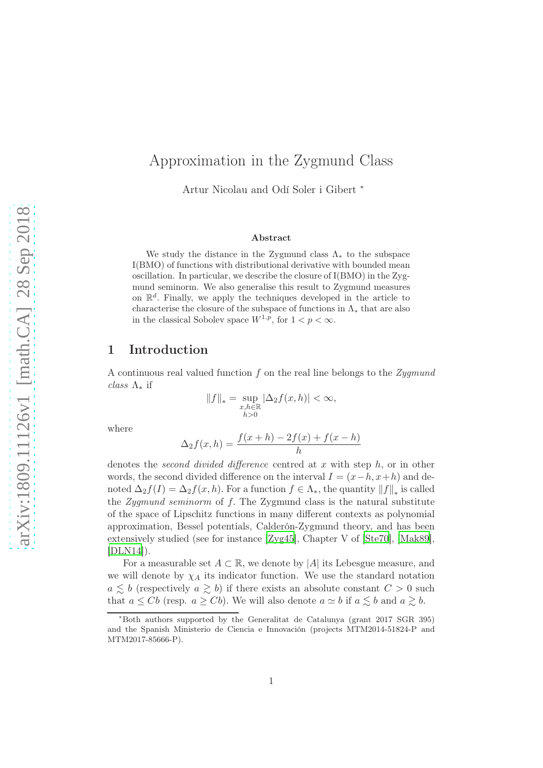# Approximation in the Zygmund Class

Artur Nicolau and Odí Soler i Gibert [*]

### Abstract

We study the distance in the Zygmund class $\Lambda_*$ to the subspace I(BMO) of functions with distributional derivative with bounded mean oscillation. In particular, we describe the closure of I(BMO) in the Zygmund seminorm. We also generalise this result to Zygmund measures on $\mathbb{R}^d$. Finally, we apply the techniques developed in the article to characterise the closure of the subspace of functions in $\Lambda_*$ that are also in the classical Sobolev space $W^{1,p}$, for $1 < p < \infty$.

## 1 Introduction

A continuous real valued function $f$ on the real line belongs to the *Zygmund class* $\Lambda_*$ if

$$\|f\|_* = \sup_{\substack{x,h \in \mathbb{R} \\ h > 0}} |\Delta_2 f(x,h)| < \infty,$$

where

$$\Delta_2 f(x,h) = \frac{f(x+h) - 2f(x) + f(x-h)}{h}$$

denotes the *second divided difference* centred at $x$ with step $h$, or in other words, the second divided difference on the interval $I = (x-h, x+h)$ and denoted $\Delta_2 f(I) = \Delta_2 f(x,h)$. For a function $f \in \Lambda_*$, the quantity $\|f\|_*$ is called the *Zygmund seminorm* of $f$. The Zygmund class is the natural substitute of the space of Lipschitz functions in many different contexts as polynomial approximation, Bessel potentials, Calderón-Zygmund theory, and has been extensively studied (see for instance [Zyg45], Chapter V of [Ste70], [Mak89], [DLN14]).

For a measurable set $A \subset \mathbb{R}$, we denote by $|A|$ its Lebesgue measure, and we will denote by $\chi_A$ its indicator function. We use the standard notation $a \lesssim b$ (respectively $a \gtrsim b$) if there exists an absolute constant $C > 0$ such that $a \leq Cb$ (resp. $a \geq Cb$). We will also denote $a \simeq b$ if $a \lesssim b$ and $a \gtrsim b$.

[*] Both authors supported by the Generalitat de Catalunya (grant 2017 SGR 395) and the Spanish Ministerio de Ciencia e Innovación (projects MTM2014-51824-P and MTM2017-85666-P).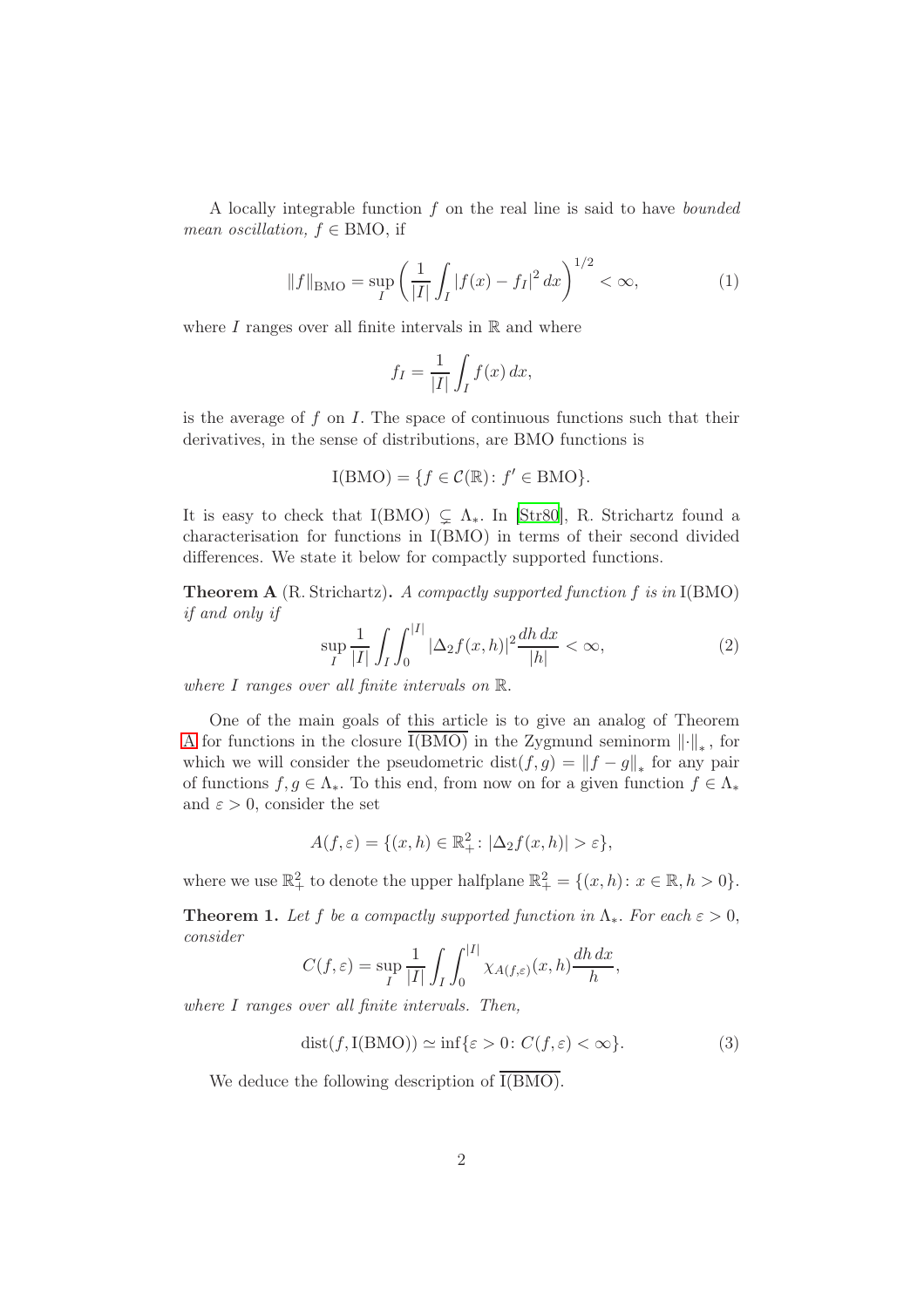A locally integrable function $f$ on the real line is said to have *bounded mean oscillation,* $f \in \mathrm{BMO}$, if

$$\|f\|_{\mathrm{BMO}} = \sup_I \left( \frac{1}{|I|} \int_I |f(x) - f_I|^2 \, dx \right)^{1/2} < \infty, \tag{1}$$

where $I$ ranges over all finite intervals in $\mathbb{R}$ and where

$$f_I = \frac{1}{|I|} \int_I f(x) \, dx,$$

is the average of $f$ on $I$. The space of continuous functions such that their derivatives, in the sense of distributions, are BMO functions is

$$\mathrm{I(BMO)} = \{ f \in \mathcal{C}(\mathbb{R}) \colon f' \in \mathrm{BMO} \}.$$

It is easy to check that $\mathrm{I(BMO)} \subsetneq \Lambda_*$. In [Str80], R. Strichartz found a characterisation for functions in $\mathrm{I(BMO)}$ in terms of their second divided differences. We state it below for compactly supported functions.

**Theorem A** (R. Strichartz)**.** *A compactly supported function $f$ is in $\mathrm{I(BMO)}$ if and only if*

$$\sup_I \frac{1}{|I|} \int_I \int_0^{|I|} |\Delta_2 f(x,h)|^2 \frac{dh \, dx}{|h|} < \infty, \tag{2}$$

*where $I$ ranges over all finite intervals on $\mathbb{R}$.*

One of the main goals of this article is to give an analog of Theorem A for functions in the closure $\overline{\mathrm{I(BMO)}}$ in the Zygmund seminorm $\|\cdot\|_*$, for which we will consider the pseudometric $\mathrm{dist}(f,g) = \|f-g\|_*$ for any pair of functions $f, g \in \Lambda_*$. To this end, from now on for a given function $f \in \Lambda_*$ and $\varepsilon > 0$, consider the set

$$A(f,\varepsilon) = \{ (x,h) \in \mathbb{R}^2_+ \colon |\Delta_2 f(x,h)| > \varepsilon \},$$

where we use $\mathbb{R}^2_+$ to denote the upper halfplane $\mathbb{R}^2_+ = \{(x,h) \colon x \in \mathbb{R}, h > 0\}$.

**Theorem 1.** *Let $f$ be a compactly supported function in $\Lambda_*$. For each $\varepsilon > 0$, consider*

$$C(f,\varepsilon) = \sup_I \frac{1}{|I|} \int_I \int_0^{|I|} \chi_{A(f,\varepsilon)}(x,h) \frac{dh \, dx}{h},$$

*where $I$ ranges over all finite intervals. Then,*

$$\mathrm{dist}(f, \mathrm{I(BMO)}) \simeq \inf\{ \varepsilon > 0 \colon C(f,\varepsilon) < \infty \}. \tag{3}$$

We deduce the following description of $\overline{\mathrm{I(BMO)}}$.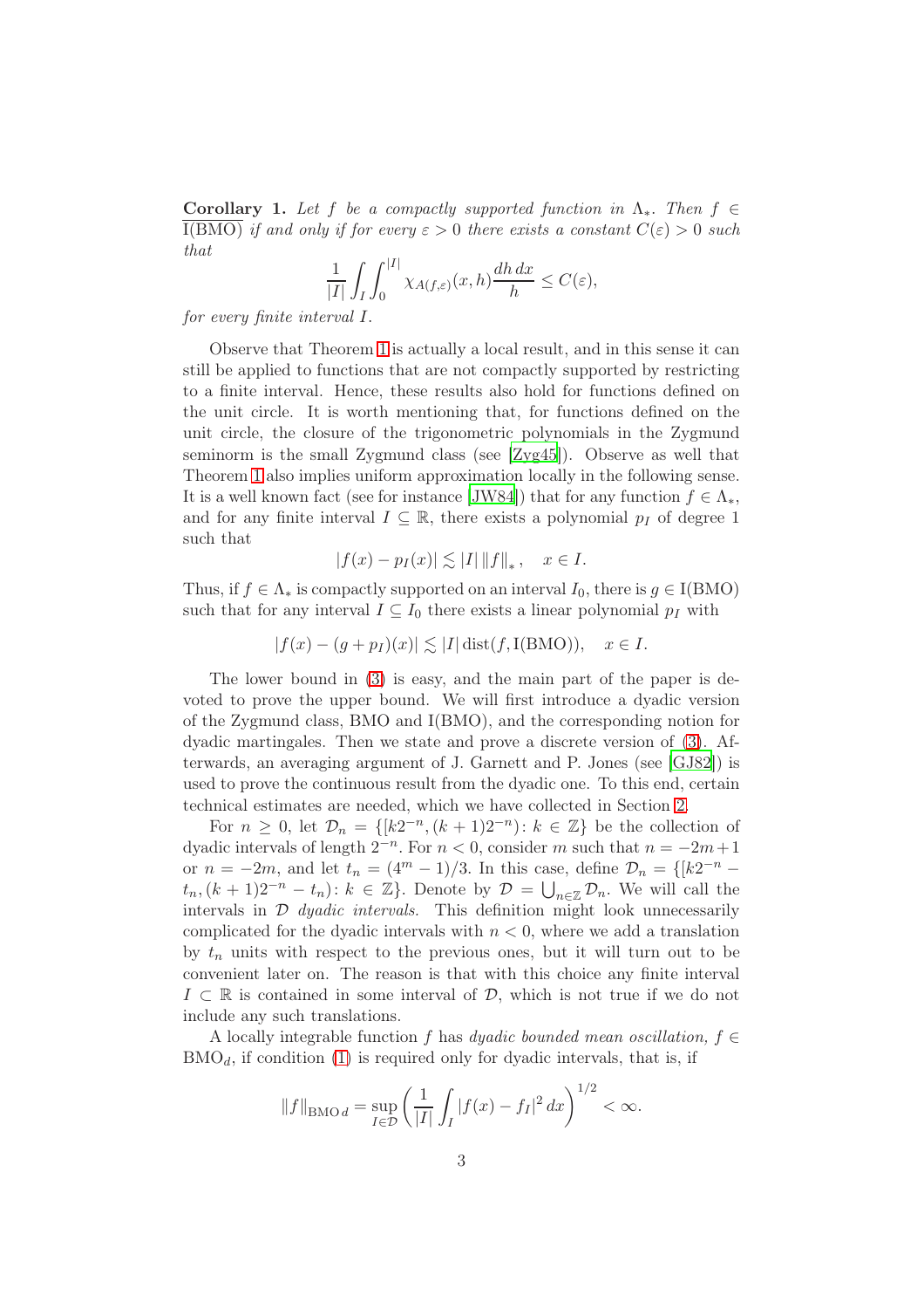**Corollary 1.** *Let $f$ be a compactly supported function in $\Lambda_*$. Then $f \in \overline{\mathrm{I(BMO)}}$ if and only if for every $\varepsilon > 0$ there exists a constant $C(\varepsilon) > 0$ such that*

$$\frac{1}{|I|}\int_I \int_0^{|I|} \chi_{A(f,\varepsilon)}(x,h)\frac{dh\,dx}{h} \le C(\varepsilon),$$

*for every finite interval $I$.*

Observe that Theorem 1 is actually a local result, and in this sense it can still be applied to functions that are not compactly supported by restricting to a finite interval. Hence, these results also hold for functions defined on the unit circle. It is worth mentioning that, for functions defined on the unit circle, the closure of the trigonometric polynomials in the Zygmund seminorm is the small Zygmund class (see [Zyg45]). Observe as well that Theorem 1 also implies uniform approximation locally in the following sense. It is a well known fact (see for instance [JW84]) that for any function $f \in \Lambda_*$, and for any finite interval $I \subseteq \mathbb{R}$, there exists a polynomial $p_I$ of degree 1 such that

$$|f(x) - p_I(x)| \lesssim |I| \, \|f\|_* , \quad x \in I.$$

Thus, if $f \in \Lambda_*$ is compactly supported on an interval $I_0$, there is $g \in \mathrm{I(BMO)}$ such that for any interval $I \subseteq I_0$ there exists a linear polynomial $p_I$ with

$$|f(x) - (g + p_I)(x)| \lesssim |I| \operatorname{dist}(f, \mathrm{I(BMO)}), \quad x \in I.$$

The lower bound in (3) is easy, and the main part of the paper is devoted to prove the upper bound. We will first introduce a dyadic version of the Zygmund class, BMO and I(BMO), and the corresponding notion for dyadic martingales. Then we state and prove a discrete version of (3). Afterwards, an averaging argument of J. Garnett and P. Jones (see [GJ82]) is used to prove the continuous result from the dyadic one. To this end, certain technical estimates are needed, which we have collected in Section 2.

For $n \ge 0$, let $\mathcal{D}_n = \{[k2^{-n}, (k+1)2^{-n}) \colon k \in \mathbb{Z}\}$ be the collection of dyadic intervals of length $2^{-n}$. For $n < 0$, consider $m$ such that $n = -2m+1$ or $n = -2m$, and let $t_n = (4^m - 1)/3$. In this case, define $\mathcal{D}_n = \{[k2^{-n} - t_n, (k+1)2^{-n} - t_n) \colon k \in \mathbb{Z}\}$. Denote by $\mathcal{D} = \bigcup_{n\in\mathbb{Z}} \mathcal{D}_n$. We will call the intervals in $\mathcal{D}$ *dyadic intervals.* This definition might look unnecessarily complicated for the dyadic intervals with $n < 0$, where we add a translation by $t_n$ units with respect to the previous ones, but it will turn out to be convenient later on. The reason is that with this choice any finite interval $I \subset \mathbb{R}$ is contained in some interval of $\mathcal{D}$, which is not true if we do not include any such translations.

A locally integrable function $f$ has *dyadic bounded mean oscillation,* $f \in \mathrm{BMO}_d$, if condition (1) is required only for dyadic intervals, that is, if

$$\|f\|_{\mathrm{BMO}\,d} = \sup_{I\in\mathcal{D}} \left( \frac{1}{|I|}\int_I |f(x) - f_I|^2 \, dx \right)^{1/2} < \infty.$$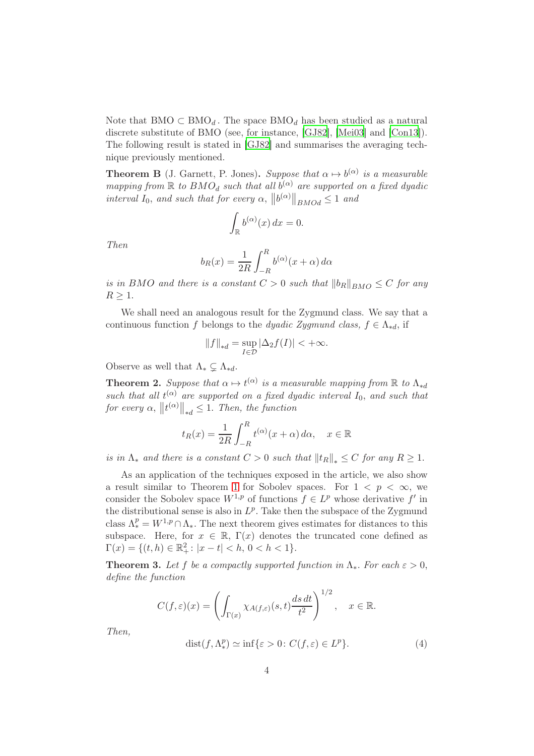Note that $\mathrm{BMO} \subset \mathrm{BMO}_d$. The space $\mathrm{BMO}_d$ has been studied as a natural discrete substitute of BMO (see, for instance, [GJ82], [Mei03] and [Con13]). The following result is stated in [GJ82] and summarises the averaging technique previously mentioned.

**Theorem B** (J. Garnett, P. Jones)**.** *Suppose that $\alpha \mapsto b^{(\alpha)}$ is a measurable mapping from $\mathbb{R}$ to $BMO_d$ such that all $b^{(\alpha)}$ are supported on a fixed dyadic interval $I_0$, and such that for every $\alpha$, $\left\|b^{(\alpha)}\right\|_{BMOd} \leq 1$ and*

$$\int_{\mathbb{R}} b^{(\alpha)}(x)\,dx = 0.$$

*Then*

$$b_R(x) = \frac{1}{2R}\int_{-R}^{R} b^{(\alpha)}(x+\alpha)\,d\alpha$$

*is in $BMO$ and there is a constant $C > 0$ such that $\|b_R\|_{BMO} \leq C$ for any $R \geq 1$.*

We shall need an analogous result for the Zygmund class. We say that a continuous function $f$ belongs to the *dyadic Zygmund class*, $f \in \Lambda_{*d}$, if

$$\|f\|_{*d} = \sup_{I\in\mathcal{D}} |\Delta_2 f(I)| < +\infty.$$

Observe as well that $\Lambda_* \subsetneq \Lambda_{*d}$.

**Theorem 2.** *Suppose that $\alpha \mapsto t^{(\alpha)}$ is a measurable mapping from $\mathbb{R}$ to $\Lambda_{*d}$ such that all $t^{(\alpha)}$ are supported on a fixed dyadic interval $I_0$, and such that for every $\alpha$, $\left\|t^{(\alpha)}\right\|_{*d} \leq 1$. Then, the function*

$$t_R(x) = \frac{1}{2R}\int_{-R}^{R} t^{(\alpha)}(x+\alpha)\,d\alpha, \quad x \in \mathbb{R}$$

*is in $\Lambda_*$ and there is a constant $C > 0$ such that $\|t_R\|_* \leq C$ for any $R \geq 1$.*

As an application of the techniques exposed in the article, we also show a result similar to Theorem 1 for Sobolev spaces. For $1 < p < \infty$, we consider the Sobolev space $W^{1,p}$ of functions $f \in L^p$ whose derivative $f'$ in the distributional sense is also in $L^p$. Take then the subspace of the Zygmund class $\Lambda_*^p = W^{1,p} \cap \Lambda_*$. The next theorem gives estimates for distances to this subspace. Here, for $x \in \mathbb{R}$, $\Gamma(x)$ denotes the truncated cone defined as $\Gamma(x) = \{(t,h) \in \mathbb{R}_+^2 \colon |x-t| < h,\, 0 < h < 1\}$.

**Theorem 3.** *Let $f$ be a compactly supported function in $\Lambda_*$. For each $\varepsilon > 0$, define the function*

$$C(f,\varepsilon)(x) = \left(\int_{\Gamma(x)} \chi_{A(f,\varepsilon)}(s,t)\frac{ds\,dt}{t^2}\right)^{1/2}, \quad x \in \mathbb{R}.$$

*Then,*

$$\operatorname{dist}(f,\Lambda_*^p) \simeq \inf\{\varepsilon > 0 \colon C(f,\varepsilon) \in L^p\}. \tag{4}$$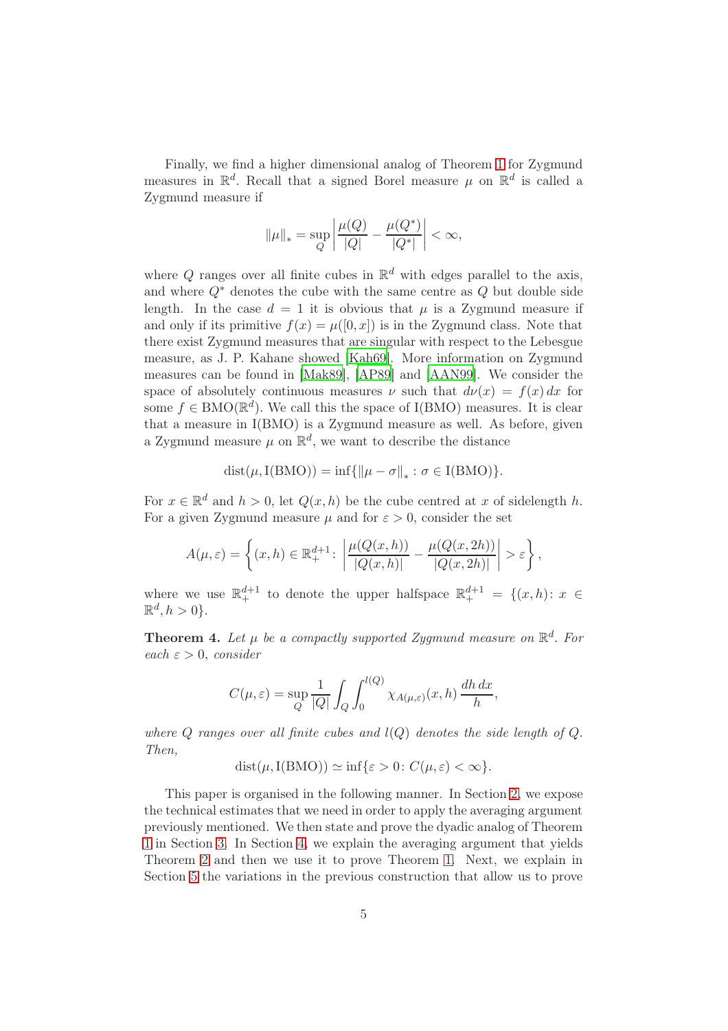Finally, we find a higher dimensional analog of Theorem 1 for Zygmund measures in $\mathbb{R}^d$. Recall that a signed Borel measure $\mu$ on $\mathbb{R}^d$ is called a Zygmund measure if

$$\|\mu\|_* = \sup_Q \left| \frac{\mu(Q)}{|Q|} - \frac{\mu(Q^*)}{|Q^*|} \right| < \infty,$$

where $Q$ ranges over all finite cubes in $\mathbb{R}^d$ with edges parallel to the axis, and where $Q^*$ denotes the cube with the same centre as $Q$ but double side length. In the case $d = 1$ it is obvious that $\mu$ is a Zygmund measure if and only if its primitive $f(x) = \mu([0, x])$ is in the Zygmund class. Note that there exist Zygmund measures that are singular with respect to the Lebesgue measure, as J. P. Kahane showed [Kah69]. More information on Zygmund measures can be found in [Mak89], [AP89] and [AAN99]. We consider the space of absolutely continuous measures $\nu$ such that $d\nu(x) = f(x)\,dx$ for some $f \in \mathrm{BMO}(\mathbb{R}^d)$. We call this the space of I(BMO) measures. It is clear that a measure in I(BMO) is a Zygmund measure as well. As before, given a Zygmund measure $\mu$ on $\mathbb{R}^d$, we want to describe the distance

$$\mathrm{dist}(\mu, \mathrm{I(BMO)}) = \inf\{\|\mu - \sigma\|_* : \sigma \in \mathrm{I(BMO)}\}.$$

For $x \in \mathbb{R}^d$ and $h > 0$, let $Q(x, h)$ be the cube centred at $x$ of sidelength $h$. For a given Zygmund measure $\mu$ and for $\varepsilon > 0$, consider the set

$$A(\mu, \varepsilon) = \left\{ (x, h) \in \mathbb{R}^{d+1}_+ \colon \left| \frac{\mu(Q(x, h))}{|Q(x, h)|} - \frac{\mu(Q(x, 2h))}{|Q(x, 2h)|} \right| > \varepsilon \right\},$$

where we use $\mathbb{R}^{d+1}_+$ to denote the upper halfspace $\mathbb{R}^{d+1}_+ = \{(x, h) \colon x \in \mathbb{R}^d, h > 0\}$.

**Theorem 4.** *Let $\mu$ be a compactly supported Zygmund measure on $\mathbb{R}^d$. For each $\varepsilon > 0$, consider*

$$C(\mu, \varepsilon) = \sup_Q \frac{1}{|Q|} \int_Q \int_0^{l(Q)} \chi_{A(\mu,\varepsilon)}(x, h)\, \frac{dh\, dx}{h},$$

*where $Q$ ranges over all finite cubes and $l(Q)$ denotes the side length of $Q$. Then,*

$$\mathrm{dist}(\mu, \mathrm{I(BMO)}) \simeq \inf\{\varepsilon > 0 \colon C(\mu, \varepsilon) < \infty\}.$$

This paper is organised in the following manner. In Section 2, we expose the technical estimates that we need in order to apply the averaging argument previously mentioned. We then state and prove the dyadic analog of Theorem 1 in Section 3. In Section 4, we explain the averaging argument that yields Theorem 2 and then we use it to prove Theorem 1. Next, we explain in Section 5 the variations in the previous construction that allow us to prove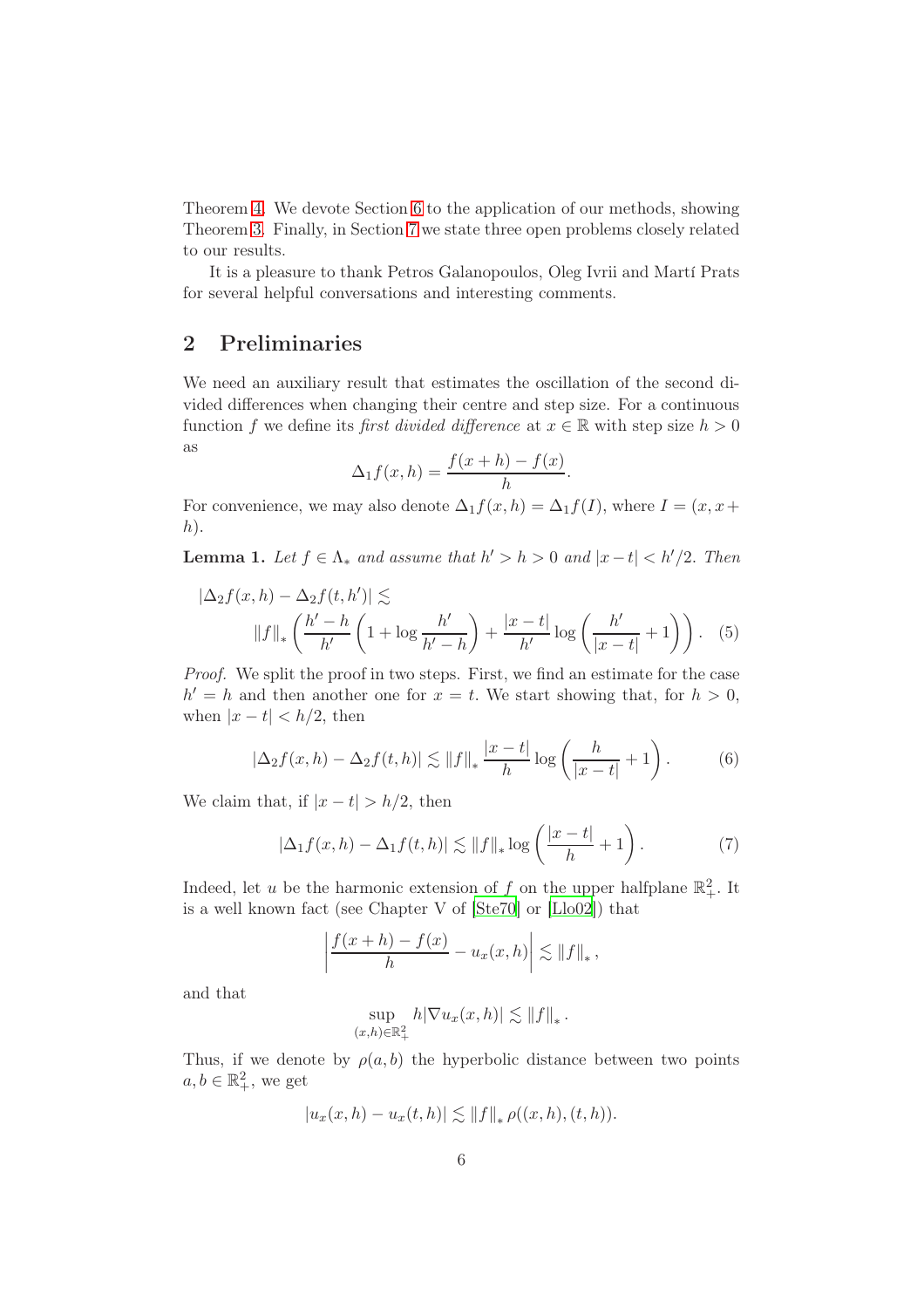Theorem 4. We devote Section 6 to the application of our methods, showing Theorem 3. Finally, in Section 7 we state three open problems closely related to our results.

It is a pleasure to thank Petros Galanopoulos, Oleg Ivrii and Martí Prats for several helpful conversations and interesting comments.

## 2 Preliminaries

We need an auxiliary result that estimates the oscillation of the second divided differences when changing their centre and step size. For a continuous function $f$ we define its *first divided difference* at $x \in \mathbb{R}$ with step size $h > 0$ as

$$\Delta_1 f(x,h) = \frac{f(x+h) - f(x)}{h}.$$

For convenience, we may also denote $\Delta_1 f(x,h) = \Delta_1 f(I)$, where $I = (x, x+h)$.

**Lemma 1.** *Let $f \in \Lambda_*$ and assume that $h' > h > 0$ and $|x-t| < h'/2$. Then*

$$|\Delta_2 f(x,h) - \Delta_2 f(t,h')| \lesssim \|f\|_* \left( \frac{h'-h}{h'} \left( 1 + \log \frac{h'}{h'-h} \right) + \frac{|x-t|}{h'} \log \left( \frac{h'}{|x-t|} + 1 \right) \right). \quad (5)$$

*Proof.* We split the proof in two steps. First, we find an estimate for the case $h' = h$ and then another one for $x = t$. We start showing that, for $h > 0$, when $|x-t| < h/2$, then

$$|\Delta_2 f(x,h) - \Delta_2 f(t,h)| \lesssim \|f\|_* \frac{|x-t|}{h} \log \left( \frac{h}{|x-t|} + 1 \right). \quad (6)$$

We claim that, if $|x-t| > h/2$, then

$$|\Delta_1 f(x,h) - \Delta_1 f(t,h)| \lesssim \|f\|_* \log \left( \frac{|x-t|}{h} + 1 \right). \quad (7)$$

Indeed, let $u$ be the harmonic extension of $f$ on the upper halfplane $\mathbb{R}^2_+$. It is a well known fact (see Chapter V of [Ste70] or [Llo02]) that

$$\left| \frac{f(x+h) - f(x)}{h} - u_x(x,h) \right| \lesssim \|f\|_*,$$

and that

$$\sup_{(x,h) \in \mathbb{R}^2_+} h |\nabla u_x(x,h)| \lesssim \|f\|_*.$$

Thus, if we denote by $\rho(a,b)$ the hyperbolic distance between two points $a, b \in \mathbb{R}^2_+$, we get

$$|u_x(x,h) - u_x(t,h)| \lesssim \|f\|_* \, \rho((x,h),(t,h)).$$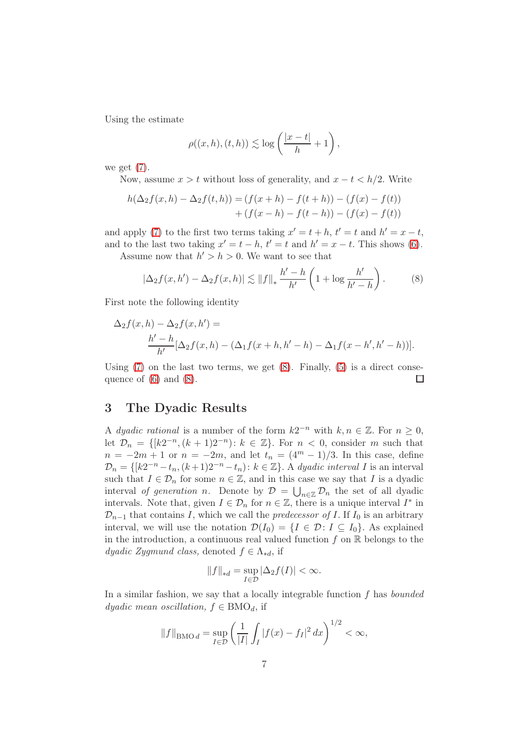Using the estimate

$$\rho((x,h),(t,h)) \lesssim \log\left(\frac{|x-t|}{h}+1\right),$$

we get (7).

Now, assume $x > t$ without loss of generality, and $x - t < h/2$. Write

$$\begin{aligned} h(\Delta_2 f(x,h) - \Delta_2 f(t,h)) = &(f(x+h) - f(t+h)) - (f(x) - f(t)) \\ &+ (f(x-h) - f(t-h)) - (f(x) - f(t)) \end{aligned}$$

and apply (7) to the first two terms taking $x' = t+h$, $t' = t$ and $h' = x - t$, and to the last two taking $x' = t - h$, $t' = t$ and $h' = x - t$. This shows (6).

Assume now that $h' > h > 0$. We want to see that

$$|\Delta_2 f(x,h') - \Delta_2 f(x,h)| \lesssim \|f\|_* \frac{h'-h}{h'}\left(1 + \log\frac{h'}{h'-h}\right). \tag{8}$$

First note the following identity

$$\begin{aligned} &\Delta_2 f(x,h) - \Delta_2 f(x,h') = \\ &\qquad \frac{h'-h}{h'}[\Delta_2 f(x,h) - (\Delta_1 f(x+h, h'-h) - \Delta_1 f(x-h', h'-h))]. \end{aligned}$$

Using (7) on the last two terms, we get (8). Finally, (5) is a direct consequence of (6) and (8). $\square$

## 3 The Dyadic Results

A *dyadic rational* is a number of the form $k2^{-n}$ with $k, n \in \mathbb{Z}$. For $n \geq 0$, let $\mathcal{D}_n = \{[k2^{-n}, (k+1)2^{-n}) \colon k \in \mathbb{Z}\}$. For $n < 0$, consider $m$ such that $n = -2m + 1$ or $n = -2m$, and let $t_n = (4^m - 1)/3$. In this case, define $\mathcal{D}_n = \{[k2^{-n} - t_n, (k+1)2^{-n} - t_n) \colon k \in \mathbb{Z}\}$. A *dyadic interval* $I$ is an interval such that $I \in \mathcal{D}_n$ for some $n \in \mathbb{Z}$, and in this case we say that $I$ is a dyadic interval *of generation* $n$. Denote by $\mathcal{D} = \bigcup_{n \in \mathbb{Z}} \mathcal{D}_n$ the set of all dyadic intervals. Note that, given $I \in \mathcal{D}_n$ for $n \in \mathbb{Z}$, there is a unique interval $I^*$ in $\mathcal{D}_{n-1}$ that contains $I$, which we call the *predecessor of* $I$. If $I_0$ is an arbitrary interval, we will use the notation $\mathcal{D}(I_0) = \{I \in \mathcal{D} \colon I \subseteq I_0\}$. As explained in the introduction, a continuous real valued function $f$ on $\mathbb{R}$ belongs to the *dyadic Zygmund class,* denoted $f \in \Lambda_{*d}$, if

$$\|f\|_{*d} = \sup_{I \in \mathcal{D}} |\Delta_2 f(I)| < \infty.$$

In a similar fashion, we say that a locally integrable function $f$ has *bounded dyadic mean oscillation,* $f \in \mathrm{BMO}_d$, if

$$\|f\|_{\mathrm{BMO}\,d} = \sup_{I \in \mathcal{D}} \left(\frac{1}{|I|}\int_I |f(x) - f_I|^2\,dx\right)^{1/2} < \infty,$$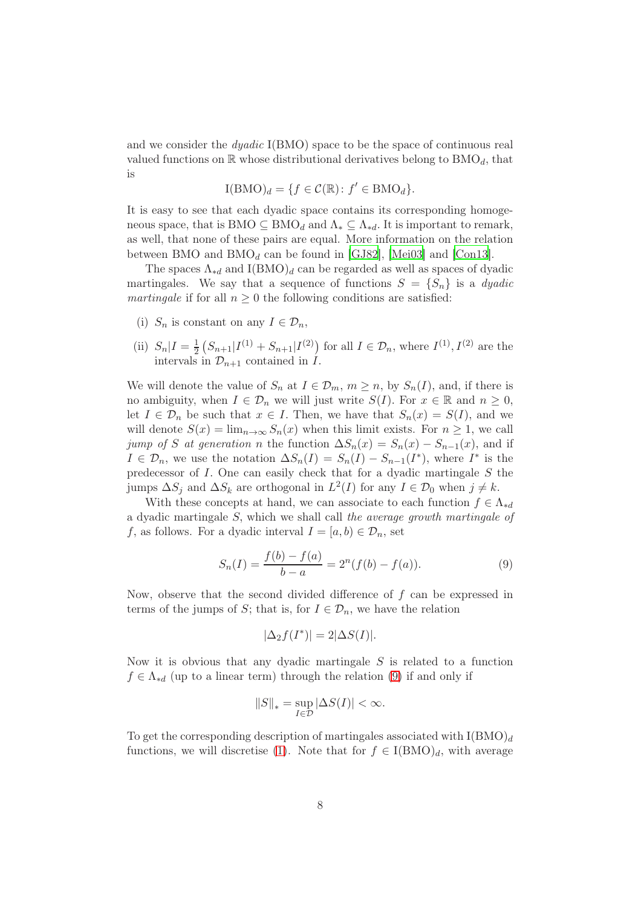and we consider the *dyadic* I(BMO) space to be the space of continuous real valued functions on $\mathbb{R}$ whose distributional derivatives belong to $\mathrm{BMO}_d$, that is

$$\mathrm{I(BMO)}_d = \{f \in \mathcal{C}(\mathbb{R}) \colon f' \in \mathrm{BMO}_d\}.$$

It is easy to see that each dyadic space contains its corresponding homogeneous space, that is $\mathrm{BMO} \subseteq \mathrm{BMO}_d$ and $\Lambda_* \subseteq \Lambda_{*d}$. It is important to remark, as well, that none of these pairs are equal. More information on the relation between BMO and $\mathrm{BMO}_d$ can be found in [GJ82], [Mei03] and [Con13].

The spaces $\Lambda_{*d}$ and $\mathrm{I(BMO)}_d$ can be regarded as well as spaces of dyadic martingales. We say that a sequence of functions $S = \{S_n\}$ is a *dyadic martingale* if for all $n \geq 0$ the following conditions are satisfied:

(i) $S_n$ is constant on any $I \in \mathcal{D}_n$,

(ii) $S_n|I = \frac{1}{2}\left(S_{n+1}|I^{(1)} + S_{n+1}|I^{(2)}\right)$ for all $I \in \mathcal{D}_n$, where $I^{(1)}, I^{(2)}$ are the intervals in $\mathcal{D}_{n+1}$ contained in $I$.

We will denote the value of $S_n$ at $I \in \mathcal{D}_m$, $m \geq n$, by $S_n(I)$, and, if there is no ambiguity, when $I \in \mathcal{D}_n$ we will just write $S(I)$. For $x \in \mathbb{R}$ and $n \geq 0$, let $I \in \mathcal{D}_n$ be such that $x \in I$. Then, we have that $S_n(x) = S(I)$, and we will denote $S(x) = \lim_{n\to\infty} S_n(x)$ when this limit exists. For $n \geq 1$, we call *jump of $S$ at generation $n$* the function $\Delta S_n(x) = S_n(x) - S_{n-1}(x)$, and if $I \in \mathcal{D}_n$, we use the notation $\Delta S_n(I) = S_n(I) - S_{n-1}(I^*)$, where $I^*$ is the predecessor of $I$. One can easily check that for a dyadic martingale $S$ the jumps $\Delta S_j$ and $\Delta S_k$ are orthogonal in $L^2(I)$ for any $I \in \mathcal{D}_0$ when $j \neq k$.

With these concepts at hand, we can associate to each function $f \in \Lambda_{*d}$ a dyadic martingale $S$, which we shall call *the average growth martingale of $f$*, as follows. For a dyadic interval $I = [a, b) \in \mathcal{D}_n$, set

$$S_n(I) = \frac{f(b) - f(a)}{b - a} = 2^n(f(b) - f(a)). \tag{9}$$

Now, observe that the second divided difference of $f$ can be expressed in terms of the jumps of $S$; that is, for $I \in \mathcal{D}_n$, we have the relation

$$|\Delta_2 f(I^*)| = 2|\Delta S(I)|.$$

Now it is obvious that any dyadic martingale $S$ is related to a function $f \in \Lambda_{*d}$ (up to a linear term) through the relation (9) if and only if

$$\|S\|_* = \sup_{I \in \mathcal{D}} |\Delta S(I)| < \infty.$$

To get the corresponding description of martingales associated with $\mathrm{I(BMO)}_d$ functions, we will discretise (1). Note that for $f \in \mathrm{I(BMO)}_d$, with average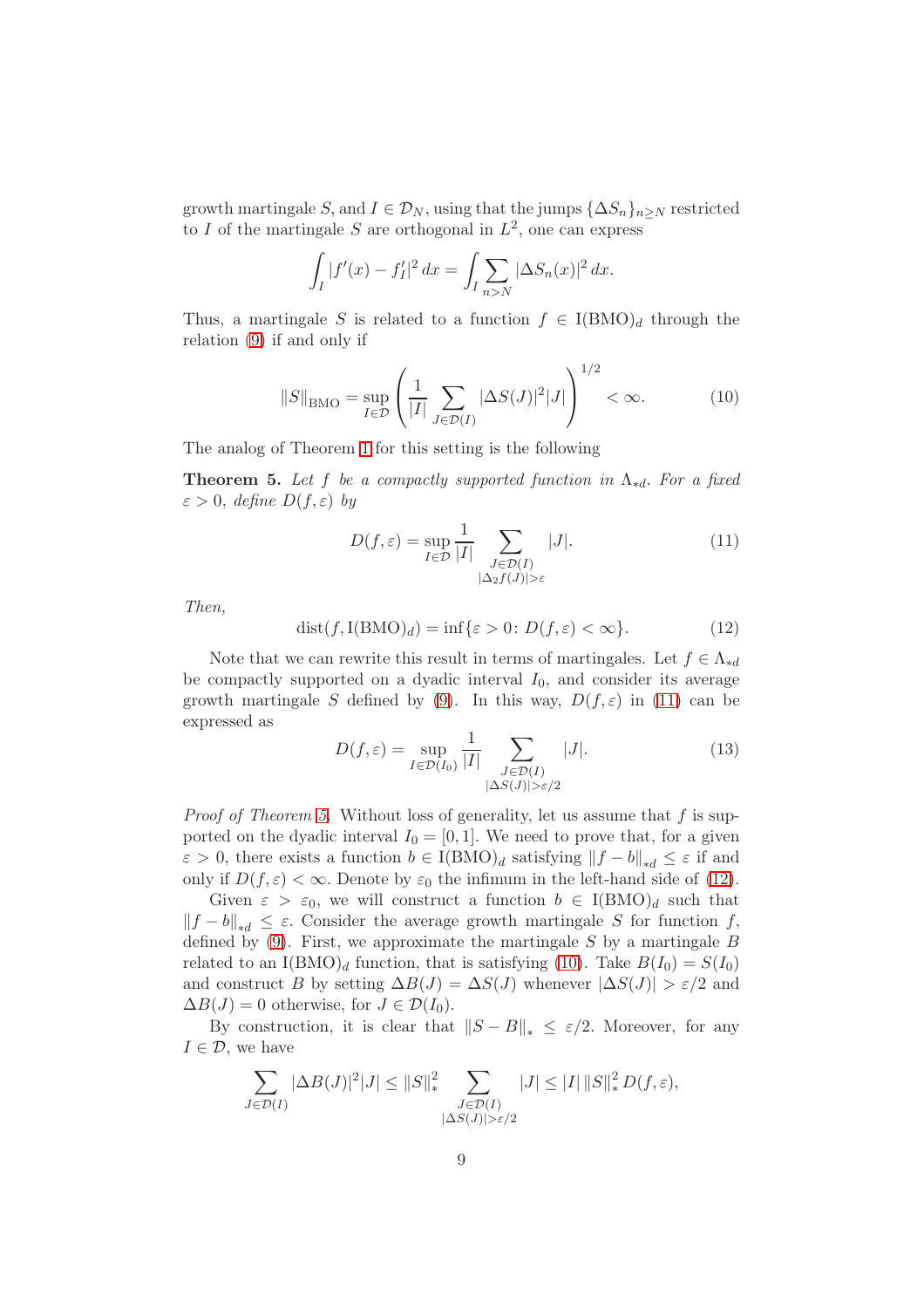growth martingale $S$, and $I \in \mathcal{D}_N$, using that the jumps $\{\Delta S_n\}_{n\geq N}$ restricted to $I$ of the martingale $S$ are orthogonal in $L^2$, one can express

$$\int_I |f'(x) - f'_I|^2\, dx = \int_I \sum_{n>N} |\Delta S_n(x)|^2\, dx.$$

Thus, a martingale $S$ is related to a function $f \in \mathrm{I(BMO)}_d$ through the relation (9) if and only if

$$\|S\|_{\mathrm{BMO}} = \sup_{I\in\mathcal{D}} \left( \frac{1}{|I|} \sum_{J\in\mathcal{D}(I)} |\Delta S(J)|^2 |J| \right)^{1/2} < \infty. \tag{10}$$

The analog of Theorem 1 for this setting is the following

**Theorem 5.** *Let $f$ be a compactly supported function in $\Lambda_{*d}$. For a fixed $\varepsilon > 0$, define $D(f,\varepsilon)$ by*

$$D(f,\varepsilon) = \sup_{I\in\mathcal{D}} \frac{1}{|I|} \sum_{\substack{J\in\mathcal{D}(I)\\ |\Delta_2 f(J)|>\varepsilon}} |J|. \tag{11}$$

*Then,*

$$\operatorname{dist}(f, \mathrm{I(BMO)}_d) = \inf\{\varepsilon > 0 \colon D(f,\varepsilon) < \infty\}. \tag{12}$$

Note that we can rewrite this result in terms of martingales. Let $f \in \Lambda_{*d}$ be compactly supported on a dyadic interval $I_0$, and consider its average growth martingale $S$ defined by (9). In this way, $D(f,\varepsilon)$ in (11) can be expressed as

$$D(f,\varepsilon) = \sup_{I\in\mathcal{D}(I_0)} \frac{1}{|I|} \sum_{\substack{J\in\mathcal{D}(I)\\ |\Delta S(J)|>\varepsilon/2}} |J|. \tag{13}$$

*Proof of Theorem 5.* Without loss of generality, let us assume that $f$ is supported on the dyadic interval $I_0 = [0,1]$. We need to prove that, for a given $\varepsilon > 0$, there exists a function $b \in \mathrm{I(BMO)}_d$ satisfying $\|f - b\|_{*d} \leq \varepsilon$ if and only if $D(f,\varepsilon) < \infty$. Denote by $\varepsilon_0$ the infimum in the left-hand side of (12).

Given $\varepsilon > \varepsilon_0$, we will construct a function $b \in \mathrm{I(BMO)}_d$ such that $\|f - b\|_{*d} \leq \varepsilon$. Consider the average growth martingale $S$ for function $f$, defined by (9). First, we approximate the martingale $S$ by a martingale $B$ related to an $\mathrm{I(BMO)}_d$ function, that is satisfying (10). Take $B(I_0) = S(I_0)$ and construct $B$ by setting $\Delta B(J) = \Delta S(J)$ whenever $|\Delta S(J)| > \varepsilon/2$ and $\Delta B(J) = 0$ otherwise, for $J \in \mathcal{D}(I_0)$.

By construction, it is clear that $\|S - B\|_* \leq \varepsilon/2$. Moreover, for any $I \in \mathcal{D}$, we have

$$\sum_{J\in\mathcal{D}(I)} |\Delta B(J)|^2 |J| \leq \|S\|_*^2 \sum_{\substack{J\in\mathcal{D}(I)\\ |\Delta S(J)|>\varepsilon/2}} |J| \leq |I|\, \|S\|_*^2\, D(f,\varepsilon),$$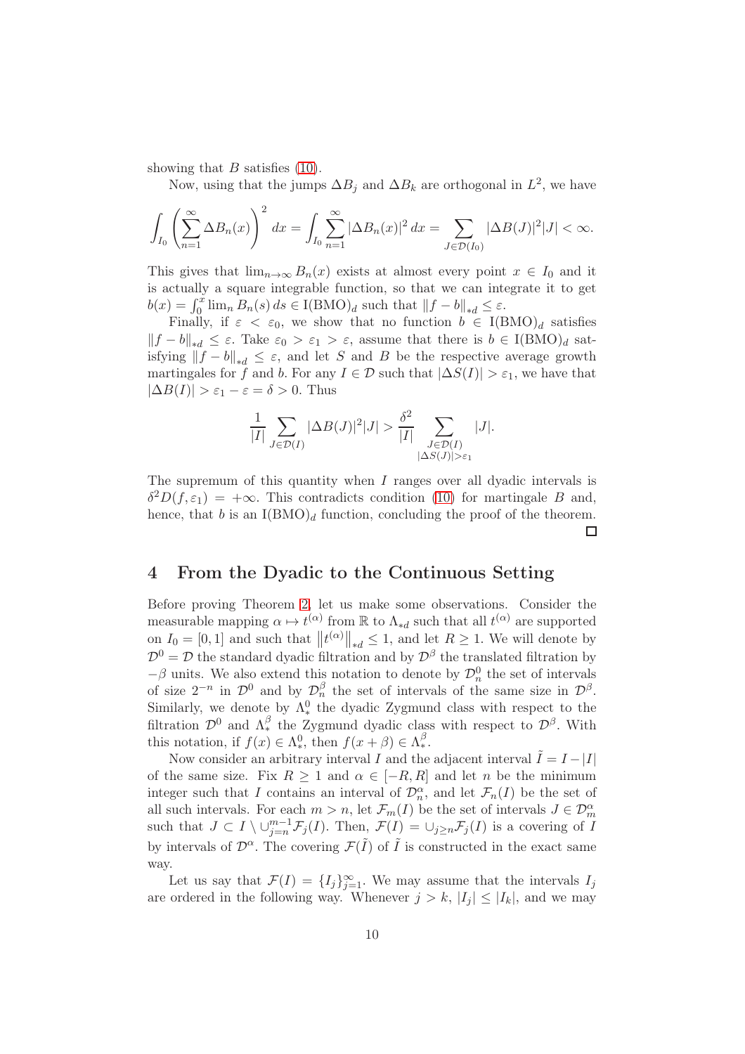showing that $B$ satisfies (10).

Now, using that the jumps $\Delta B_j$ and $\Delta B_k$ are orthogonal in $L^2$, we have

$$\int_{I_0} \left( \sum_{n=1}^{\infty} \Delta B_n(x) \right)^2 dx = \int_{I_0} \sum_{n=1}^{\infty} |\Delta B_n(x)|^2 \, dx = \sum_{J \in \mathcal{D}(I_0)} |\Delta B(J)|^2 |J| < \infty.$$

This gives that $\lim_{n\to\infty} B_n(x)$ exists at almost every point $x \in I_0$ and it is actually a square integrable function, so that we can integrate it to get $b(x) = \int_0^x \lim_n B_n(s)\, ds \in \mathrm{I(BMO)}_d$ such that $\|f - b\|_{*d} \leq \varepsilon$.

Finally, if $\varepsilon < \varepsilon_0$, we show that no function $b \in \mathrm{I(BMO)}_d$ satisfies $\|f - b\|_{*d} \leq \varepsilon$. Take $\varepsilon_0 > \varepsilon_1 > \varepsilon$, assume that there is $b \in \mathrm{I(BMO)}_d$ satisfying $\|f - b\|_{*d} \leq \varepsilon$, and let $S$ and $B$ be the respective average growth martingales for $f$ and $b$. For any $I \in \mathcal{D}$ such that $|\Delta S(I)| > \varepsilon_1$, we have that $|\Delta B(I)| > \varepsilon_1 - \varepsilon = \delta > 0$. Thus

$$\frac{1}{|I|} \sum_{J \in \mathcal{D}(I)} |\Delta B(J)|^2 |J| > \frac{\delta^2}{|I|} \sum_{\substack{J \in \mathcal{D}(I) \\ |\Delta S(J)| > \varepsilon_1}} |J|.$$

The supremum of this quantity when $I$ ranges over all dyadic intervals is $\delta^2 D(f, \varepsilon_1) = +\infty$. This contradicts condition (10) for martingale $B$ and, hence, that $b$ is an $\mathrm{I(BMO)}_d$ function, concluding the proof of the theorem. □

## 4 From the Dyadic to the Continuous Setting

Before proving Theorem 2, let us make some observations. Consider the measurable mapping $\alpha \mapsto t^{(\alpha)}$ from $\mathbb{R}$ to $\Lambda_{*d}$ such that all $t^{(\alpha)}$ are supported on $I_0 = [0, 1]$ and such that $\left\| t^{(\alpha)} \right\|_{*d} \leq 1$, and let $R \geq 1$. We will denote by $\mathcal{D}^0 = \mathcal{D}$ the standard dyadic filtration and by $\mathcal{D}^\beta$ the translated filtration by $-\beta$ units. We also extend this notation to denote by $\mathcal{D}_n^0$ the set of intervals of size $2^{-n}$ in $\mathcal{D}^0$ and by $\mathcal{D}_n^\beta$ the set of intervals of the same size in $\mathcal{D}^\beta$. Similarly, we denote by $\Lambda_*^0$ the dyadic Zygmund class with respect to the filtration $\mathcal{D}^0$ and $\Lambda_*^\beta$ the Zygmund dyadic class with respect to $\mathcal{D}^\beta$. With this notation, if $f(x) \in \Lambda_*^0$, then $f(x + \beta) \in \Lambda_*^\beta$.

Now consider an arbitrary interval $I$ and the adjacent interval $\tilde{I} = I - |I|$ of the same size. Fix $R \geq 1$ and $\alpha \in [-R, R]$ and let $n$ be the minimum integer such that $I$ contains an interval of $\mathcal{D}_n^\alpha$, and let $\mathcal{F}_n(I)$ be the set of all such intervals. For each $m > n$, let $\mathcal{F}_m(I)$ be the set of intervals $J \in \mathcal{D}_m^\alpha$ such that $J \subset I \setminus \cup_{j=n}^{m-1} \mathcal{F}_j(I)$. Then, $\mathcal{F}(I) = \cup_{j \geq n} \mathcal{F}_j(I)$ is a covering of $I$ by intervals of $\mathcal{D}^\alpha$. The covering $\mathcal{F}(\tilde{I})$ of $\tilde{I}$ is constructed in the exact same way.

Let us say that $\mathcal{F}(I) = \{I_j\}_{j=1}^\infty$. We may assume that the intervals $I_j$ are ordered in the following way. Whenever $j > k$, $|I_j| \leq |I_k|$, and we may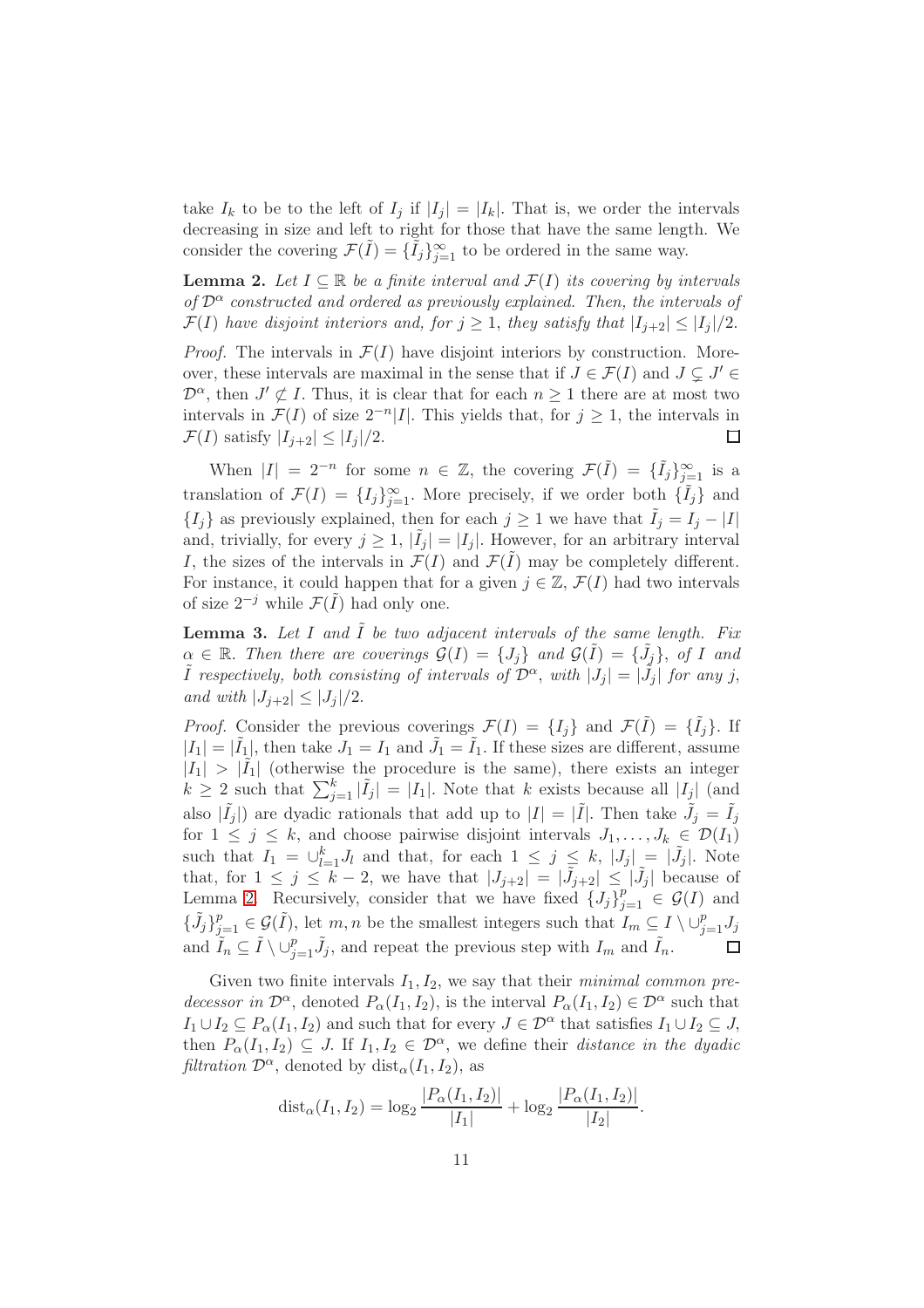take $I_k$ to be to the left of $I_j$ if $|I_j| = |I_k|$. That is, we order the intervals decreasing in size and left to right for those that have the same length. We consider the covering $\mathcal{F}(\tilde{I}) = \{\tilde{I}_j\}_{j=1}^{\infty}$ to be ordered in the same way.

**Lemma 2.** *Let $I \subseteq \mathbb{R}$ be a finite interval and $\mathcal{F}(I)$ its covering by intervals of $\mathcal{D}^\alpha$ constructed and ordered as previously explained. Then, the intervals of $\mathcal{F}(I)$ have disjoint interiors and, for $j \geq 1$, they satisfy that $|I_{j+2}| \leq |I_j|/2$.*

*Proof.* The intervals in $\mathcal{F}(I)$ have disjoint interiors by construction. Moreover, these intervals are maximal in the sense that if $J \in \mathcal{F}(I)$ and $J \subsetneq J' \in \mathcal{D}^\alpha$, then $J' \not\subseteq I$. Thus, it is clear that for each $n \geq 1$ there are at most two intervals in $\mathcal{F}(I)$ of size $2^{-n}|I|$. This yields that, for $j \geq 1$, the intervals in $\mathcal{F}(I)$ satisfy $|I_{j+2}| \leq |I_j|/2$. $\square$

When $|I| = 2^{-n}$ for some $n \in \mathbb{Z}$, the covering $\mathcal{F}(\tilde{I}) = \{\tilde{I}_j\}_{j=1}^{\infty}$ is a translation of $\mathcal{F}(I) = \{I_j\}_{j=1}^{\infty}$. More precisely, if we order both $\{\tilde{I}_j\}$ and $\{I_j\}$ as previously explained, then for each $j \geq 1$ we have that $\tilde{I}_j = I_j - |I|$ and, trivially, for every $j \geq 1$, $|\tilde{I}_j| = |I_j|$. However, for an arbitrary interval $I$, the sizes of the intervals in $\mathcal{F}(I)$ and $\mathcal{F}(\tilde{I})$ may be completely different. For instance, it could happen that for a given $j \in \mathbb{Z}$, $\mathcal{F}(I)$ had two intervals of size $2^{-j}$ while $\mathcal{F}(\tilde{I})$ had only one.

**Lemma 3.** *Let $I$ and $\tilde{I}$ be two adjacent intervals of the same length. Fix $\alpha \in \mathbb{R}$. Then there are coverings $\mathcal{G}(I) = \{J_j\}$ and $\mathcal{G}(\tilde{I}) = \{\tilde{J}_j\}$, of $I$ and $\tilde{I}$ respectively, both consisting of intervals of $\mathcal{D}^\alpha$, with $|J_j| = |\tilde{J}_j|$ for any $j$, and with $|J_{j+2}| \leq |J_j|/2$.*

*Proof.* Consider the previous coverings $\mathcal{F}(I) = \{I_j\}$ and $\mathcal{F}(\tilde{I}) = \{\tilde{I}_j\}$. If $|I_1| = |\tilde{I}_1|$, then take $J_1 = I_1$ and $\tilde{J}_1 = \tilde{I}_1$. If these sizes are different, assume $|I_1| > |\tilde{I}_1|$ (otherwise the procedure is the same), there exists an integer $k \geq 2$ such that $\sum_{j=1}^{k} |\tilde{I}_j| = |I_1|$. Note that $k$ exists because all $|I_j|$ (and also $|\tilde{I}_j|$) are dyadic rationals that add up to $|I| = |\tilde{I}|$. Then take $\tilde{J}_j = \tilde{I}_j$ for $1 \leq j \leq k$, and choose pairwise disjoint intervals $J_1, \ldots, J_k \in \mathcal{D}(I_1)$ such that $I_1 = \cup_{l=1}^{k} J_l$ and that, for each $1 \leq j \leq k$, $|J_j| = |\tilde{J}_j|$. Note that, for $1 \leq j \leq k-2$, we have that $|J_{j+2}| = |\tilde{J}_{j+2}| \leq |\tilde{J}_j|$ because of Lemma 2. Recursively, consider that we have fixed $\{J_j\}_{j=1}^{p} \in \mathcal{G}(I)$ and $\{\tilde{J}_j\}_{j=1}^{p} \in \mathcal{G}(\tilde{I})$, let $m, n$ be the smallest integers such that $I_m \subseteq I \setminus \cup_{j=1}^{p} J_j$ and $\tilde{I}_n \subseteq \tilde{I} \setminus \cup_{j=1}^{p} \tilde{J}_j$, and repeat the previous step with $I_m$ and $\tilde{I}_n$. $\square$

Given two finite intervals $I_1, I_2$, we say that their *minimal common predecessor in $\mathcal{D}^\alpha$*, denoted $P_\alpha(I_1, I_2)$, is the interval $P_\alpha(I_1, I_2) \in \mathcal{D}^\alpha$ such that $I_1 \cup I_2 \subseteq P_\alpha(I_1, I_2)$ and such that for every $J \in \mathcal{D}^\alpha$ that satisfies $I_1 \cup I_2 \subseteq J$, then $P_\alpha(I_1, I_2) \subseteq J$. If $I_1, I_2 \in \mathcal{D}^\alpha$, we define their *distance in the dyadic filtration $\mathcal{D}^\alpha$*, denoted by $\operatorname{dist}_\alpha(I_1, I_2)$, as

$$\operatorname{dist}_\alpha(I_1, I_2) = \log_2 \frac{|P_\alpha(I_1, I_2)|}{|I_1|} + \log_2 \frac{|P_\alpha(I_1, I_2)|}{|I_2|}.$$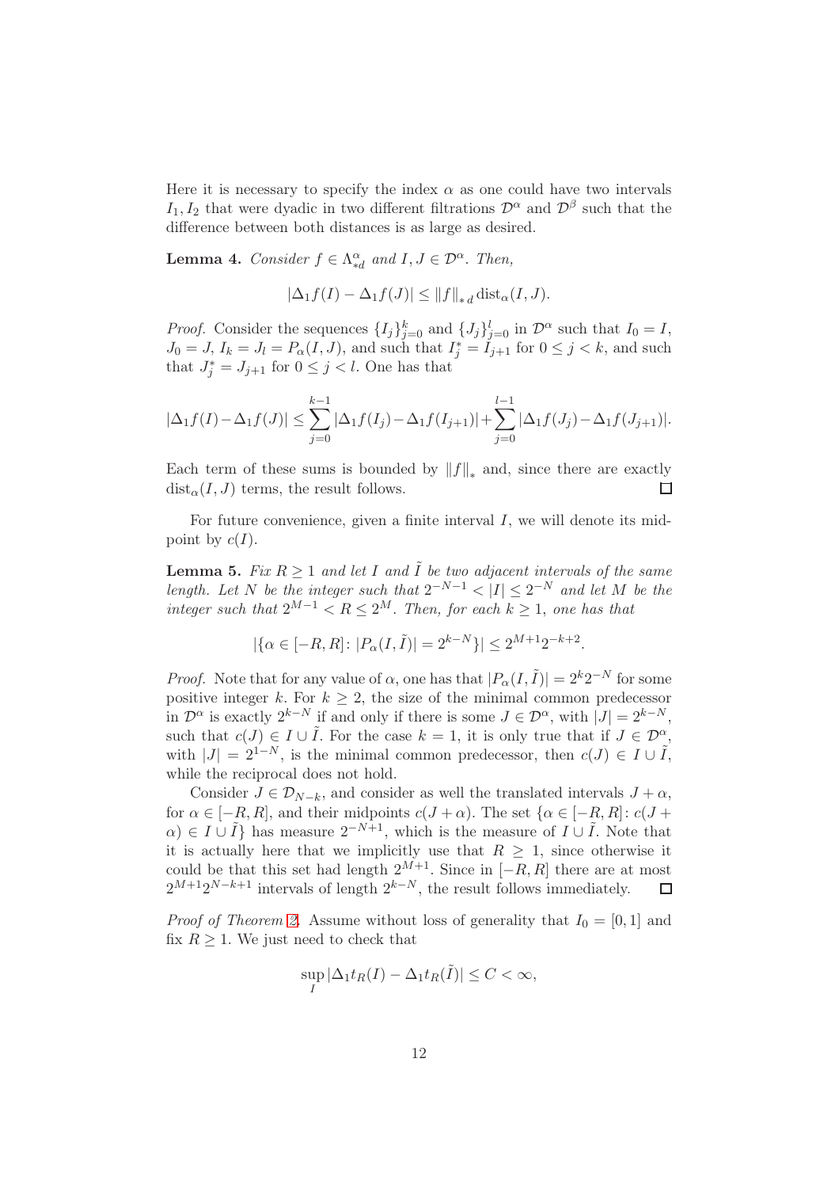Here it is necessary to specify the index $\alpha$ as one could have two intervals $I_1, I_2$ that were dyadic in two different filtrations $\mathcal{D}^\alpha$ and $\mathcal{D}^\beta$ such that the difference between both distances is as large as desired.

**Lemma 4.** *Consider $f \in \Lambda^\alpha_{*d}$ and $I, J \in \mathcal{D}^\alpha$. Then,*

$$|\Delta_1 f(I) - \Delta_1 f(J)| \leq \|f\|_{*\,d} \operatorname{dist}_\alpha(I, J).$$

*Proof.* Consider the sequences $\{I_j\}_{j=0}^k$ and $\{J_j\}_{j=0}^l$ in $\mathcal{D}^\alpha$ such that $I_0 = I$, $J_0 = J$, $I_k = J_l = P_\alpha(I, J)$, and such that $I_j^* = I_{j+1}$ for $0 \leq j < k$, and such that $J_j^* = J_{j+1}$ for $0 \leq j < l$. One has that

$$|\Delta_1 f(I) - \Delta_1 f(J)| \leq \sum_{j=0}^{k-1} |\Delta_1 f(I_j) - \Delta_1 f(I_{j+1})| + \sum_{j=0}^{l-1} |\Delta_1 f(J_j) - \Delta_1 f(J_{j+1})|.$$

Each term of these sums is bounded by $\|f\|_*$ and, since there are exactly $\operatorname{dist}_\alpha(I, J)$ terms, the result follows. $\square$

For future convenience, given a finite interval $I$, we will denote its midpoint by $c(I)$.

**Lemma 5.** *Fix $R \geq 1$ and let $I$ and $\tilde{I}$ be two adjacent intervals of the same length. Let $N$ be the integer such that $2^{-N-1} < |I| \leq 2^{-N}$ and let $M$ be the integer such that $2^{M-1} < R \leq 2^M$. Then, for each $k \geq 1$, one has that*

$$|\{\alpha \in [-R, R] \colon |P_\alpha(I, \tilde{I})| = 2^{k-N}\}| \leq 2^{M+1} 2^{-k+2}.$$

*Proof.* Note that for any value of $\alpha$, one has that $|P_\alpha(I, \tilde{I})| = 2^k 2^{-N}$ for some positive integer $k$. For $k \geq 2$, the size of the minimal common predecessor in $\mathcal{D}^\alpha$ is exactly $2^{k-N}$ if and only if there is some $J \in \mathcal{D}^\alpha$, with $|J| = 2^{k-N}$, such that $c(J) \in I \cup \tilde{I}$. For the case $k = 1$, it is only true that if $J \in \mathcal{D}^\alpha$, with $|J| = 2^{1-N}$, is the minimal common predecessor, then $c(J) \in I \cup \tilde{I}$, while the reciprocal does not hold.

Consider $J \in \mathcal{D}_{N-k}$, and consider as well the translated intervals $J + \alpha$, for $\alpha \in [-R, R]$, and their midpoints $c(J + \alpha)$. The set $\{\alpha \in [-R, R] \colon c(J + \alpha) \in I \cup \tilde{I}\}$ has measure $2^{-N+1}$, which is the measure of $I \cup \tilde{I}$. Note that it is actually here that we implicitly use that $R \geq 1$, since otherwise it could be that this set had length $2^{M+1}$. Since in $[-R, R]$ there are at most $2^{M+1} 2^{N-k+1}$ intervals of length $2^{k-N}$, the result follows immediately. $\square$

*Proof of Theorem 2.* Assume without loss of generality that $I_0 = [0, 1]$ and fix $R \geq 1$. We just need to check that

$$\sup_I |\Delta_1 t_R(I) - \Delta_1 t_R(\tilde{I})| \leq C < \infty,$$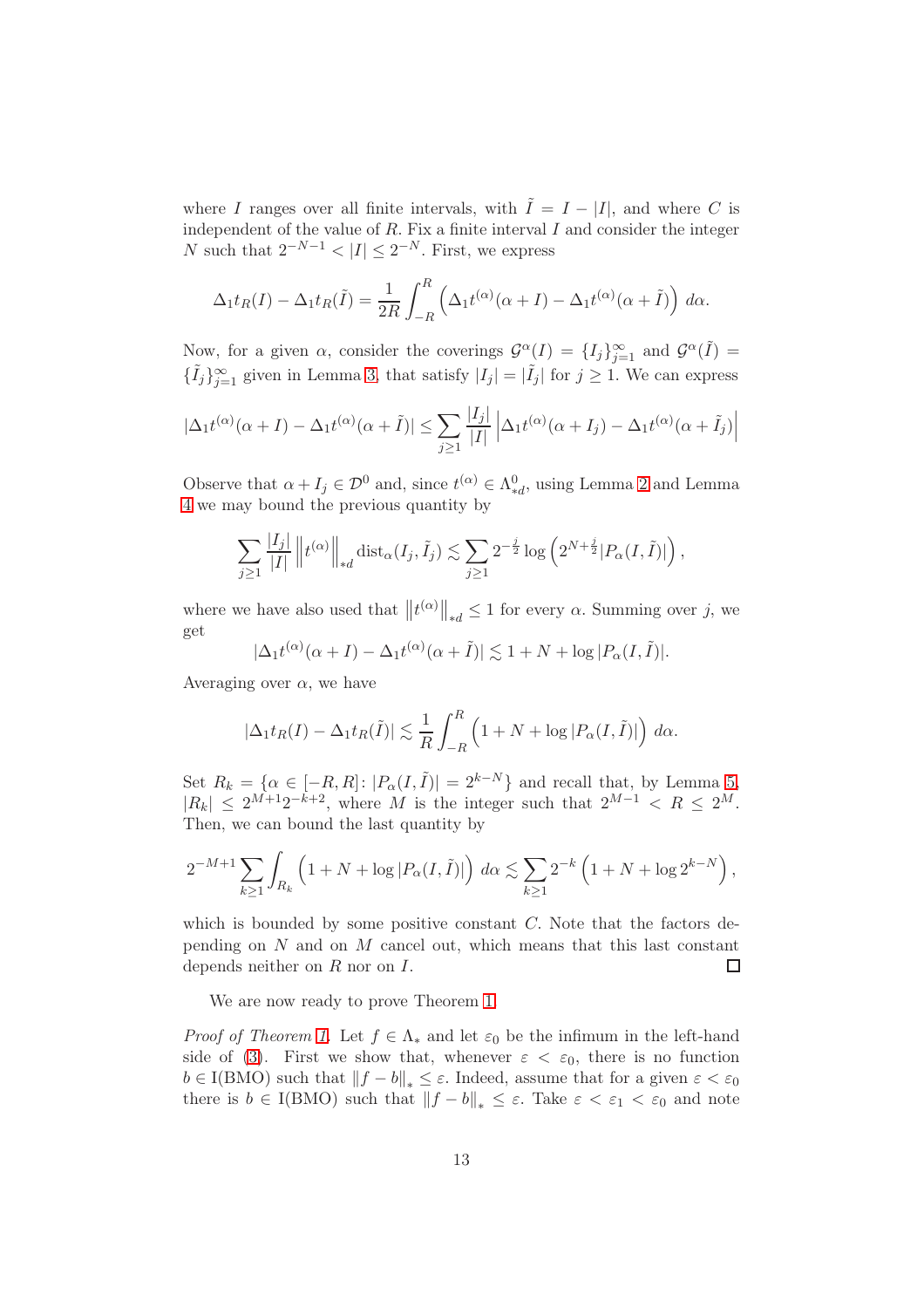where $I$ ranges over all finite intervals, with $\tilde{I} = I - |I|$, and where $C$ is independent of the value of $R$. Fix a finite interval $I$ and consider the integer $N$ such that $2^{-N-1} < |I| \leq 2^{-N}$. First, we express

$$\Delta_1 t_R(I) - \Delta_1 t_R(\tilde{I}) = \frac{1}{2R} \int_{-R}^{R} \left( \Delta_1 t^{(\alpha)}(\alpha + I) - \Delta_1 t^{(\alpha)}(\alpha + \tilde{I}) \right) \, d\alpha.$$

Now, for a given $\alpha$, consider the coverings $\mathcal{G}^\alpha(I) = \{I_j\}_{j=1}^\infty$ and $\mathcal{G}^\alpha(\tilde{I}) = \{\tilde{I}_j\}_{j=1}^\infty$ given in Lemma 3, that satisfy $|I_j| = |\tilde{I}_j|$ for $j \geq 1$. We can express

$$|\Delta_1 t^{(\alpha)}(\alpha + I) - \Delta_1 t^{(\alpha)}(\alpha + \tilde{I})| \leq \sum_{j \geq 1} \frac{|I_j|}{|I|} \left| \Delta_1 t^{(\alpha)}(\alpha + I_j) - \Delta_1 t^{(\alpha)}(\alpha + \tilde{I}_j) \right|$$

Observe that $\alpha + I_j \in \mathcal{D}^0$ and, since $t^{(\alpha)} \in \Lambda^0_{*d}$, using Lemma 2 and Lemma 4 we may bound the previous quantity by

$$\sum_{j \geq 1} \frac{|I_j|}{|I|} \left\| t^{(\alpha)} \right\|_{*d} \operatorname{dist}_\alpha(I_j, \tilde{I}_j) \lesssim \sum_{j \geq 1} 2^{-\frac{j}{2}} \log \left( 2^{N + \frac{j}{2}} |P_\alpha(I, \tilde{I})| \right),$$

where we have also used that $\left\| t^{(\alpha)} \right\|_{*d} \leq 1$ for every $\alpha$. Summing over $j$, we get

$$|\Delta_1 t^{(\alpha)}(\alpha + I) - \Delta_1 t^{(\alpha)}(\alpha + \tilde{I})| \lesssim 1 + N + \log |P_\alpha(I, \tilde{I})|.$$

Averaging over $\alpha$, we have

$$|\Delta_1 t_R(I) - \Delta_1 t_R(\tilde{I})| \lesssim \frac{1}{R} \int_{-R}^{R} \left( 1 + N + \log |P_\alpha(I, \tilde{I})| \right) \, d\alpha.$$

Set $R_k = \{\alpha \in [-R, R] \colon |P_\alpha(I, \tilde{I})| = 2^{k-N}\}$ and recall that, by Lemma 5, $|R_k| \leq 2^{M+1} 2^{-k+2}$, where $M$ is the integer such that $2^{M-1} < R \leq 2^M$. Then, we can bound the last quantity by

$$2^{-M+1} \sum_{k \geq 1} \int_{R_k} \left( 1 + N + \log |P_\alpha(I, \tilde{I})| \right) \, d\alpha \lesssim \sum_{k \geq 1} 2^{-k} \left( 1 + N + \log 2^{k-N} \right),$$

which is bounded by some positive constant $C$. Note that the factors depending on $N$ and on $M$ cancel out, which means that this last constant depends neither on $R$ nor on $I$. ∎

We are now ready to prove Theorem 1.

*Proof of Theorem 1.* Let $f \in \Lambda_*$ and let $\varepsilon_0$ be the infimum in the left-hand side of (3). First we show that, whenever $\varepsilon < \varepsilon_0$, there is no function $b \in \mathrm{I(BMO)}$ such that $\|f - b\|_* \leq \varepsilon$. Indeed, assume that for a given $\varepsilon < \varepsilon_0$ there is $b \in \mathrm{I(BMO)}$ such that $\|f - b\|_* \leq \varepsilon$. Take $\varepsilon < \varepsilon_1 < \varepsilon_0$ and note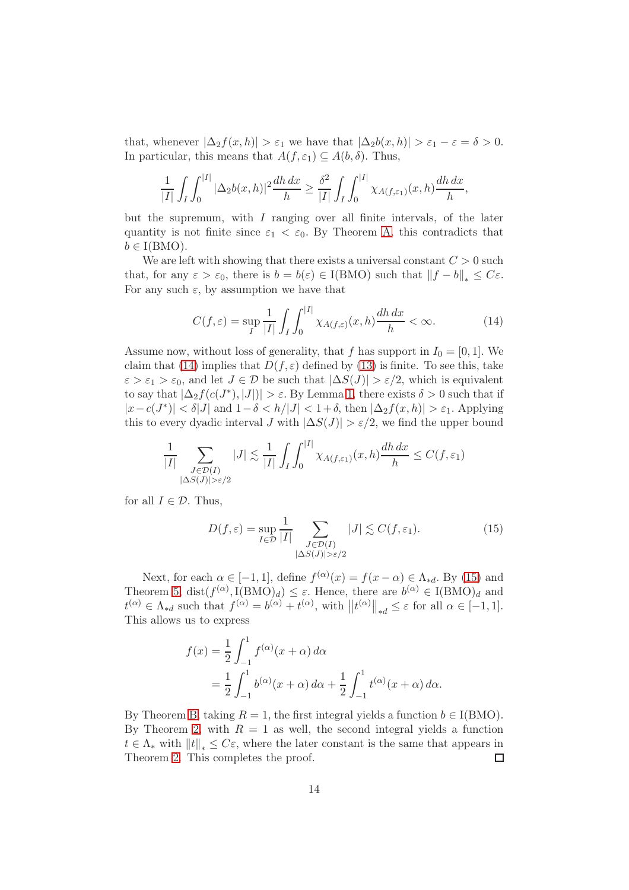that, whenever $|\Delta_2 f(x,h)| > \varepsilon_1$ we have that $|\Delta_2 b(x,h)| > \varepsilon_1 - \varepsilon = \delta > 0$. In particular, this means that $A(f,\varepsilon_1) \subseteq A(b,\delta)$. Thus,

$$\frac{1}{|I|}\int_I \int_0^{|I|} |\Delta_2 b(x,h)|^2 \frac{dh\,dx}{h} \geq \frac{\delta^2}{|I|}\int_I \int_0^{|I|} \chi_{A(f,\varepsilon_1)}(x,h)\frac{dh\,dx}{h},$$

but the supremum, with $I$ ranging over all finite intervals, of the later quantity is not finite since $\varepsilon_1 < \varepsilon_0$. By Theorem A, this contradicts that $b \in \mathrm{I(BMO)}$.

We are left with showing that there exists a universal constant $C > 0$ such that, for any $\varepsilon > \varepsilon_0$, there is $b = b(\varepsilon) \in \mathrm{I(BMO)}$ such that $\|f - b\|_* \leq C\varepsilon$. For any such $\varepsilon$, by assumption we have that

$$C(f,\varepsilon) = \sup_I \frac{1}{|I|}\int_I \int_0^{|I|} \chi_{A(f,\varepsilon)}(x,h)\frac{dh\,dx}{h} < \infty. \tag{14}$$

Assume now, without loss of generality, that $f$ has support in $I_0 = [0,1]$. We claim that (14) implies that $D(f,\varepsilon)$ defined by (13) is finite. To see this, take $\varepsilon > \varepsilon_1 > \varepsilon_0$, and let $J \in \mathcal{D}$ be such that $|\Delta S(J)| > \varepsilon/2$, which is equivalent to say that $|\Delta_2 f(c(J^*), |J|)| > \varepsilon$. By Lemma 1, there exists $\delta > 0$ such that if $|x - c(J^*)| < \delta |J|$ and $1 - \delta < h/|J| < 1 + \delta$, then $|\Delta_2 f(x,h)| > \varepsilon_1$. Applying this to every dyadic interval $J$ with $|\Delta S(J)| > \varepsilon/2$, we find the upper bound

$$\frac{1}{|I|}\sum_{\substack{J \in \mathcal{D}(I)\\ |\Delta S(J)| > \varepsilon/2}} |J| \lesssim \frac{1}{|I|}\int_I \int_0^{|I|} \chi_{A(f,\varepsilon_1)}(x,h)\frac{dh\,dx}{h} \leq C(f,\varepsilon_1)$$

for all $I \in \mathcal{D}$. Thus,

$$D(f,\varepsilon) = \sup_{I\in\mathcal{D}} \frac{1}{|I|}\sum_{\substack{J \in \mathcal{D}(I)\\ |\Delta S(J)| > \varepsilon/2}} |J| \lesssim C(f,\varepsilon_1). \tag{15}$$

Next, for each $\alpha \in [-1,1]$, define $f^{(\alpha)}(x) = f(x - \alpha) \in \Lambda_{*d}$. By (15) and Theorem 5, $\mathrm{dist}(f^{(\alpha)}, \mathrm{I(BMO)}_d) \leq \varepsilon$. Hence, there are $b^{(\alpha)} \in \mathrm{I(BMO)}_d$ and $t^{(\alpha)} \in \Lambda_{*d}$ such that $f^{(\alpha)} = b^{(\alpha)} + t^{(\alpha)}$, with $\left\|t^{(\alpha)}\right\|_{*d} \leq \varepsilon$ for all $\alpha \in [-1,1]$. This allows us to express

$$\begin{aligned}
f(x) &= \frac{1}{2}\int_{-1}^{1} f^{(\alpha)}(x+\alpha)\,d\alpha \\
&= \frac{1}{2}\int_{-1}^{1} b^{(\alpha)}(x+\alpha)\,d\alpha + \frac{1}{2}\int_{-1}^{1} t^{(\alpha)}(x+\alpha)\,d\alpha.
\end{aligned}$$

By Theorem B, taking $R = 1$, the first integral yields a function $b \in \mathrm{I(BMO)}$. By Theorem 2, with $R = 1$ as well, the second integral yields a function $t \in \Lambda_*$ with $\|t\|_* \leq C\varepsilon$, where the later constant is the same that appears in Theorem 2. This completes the proof. □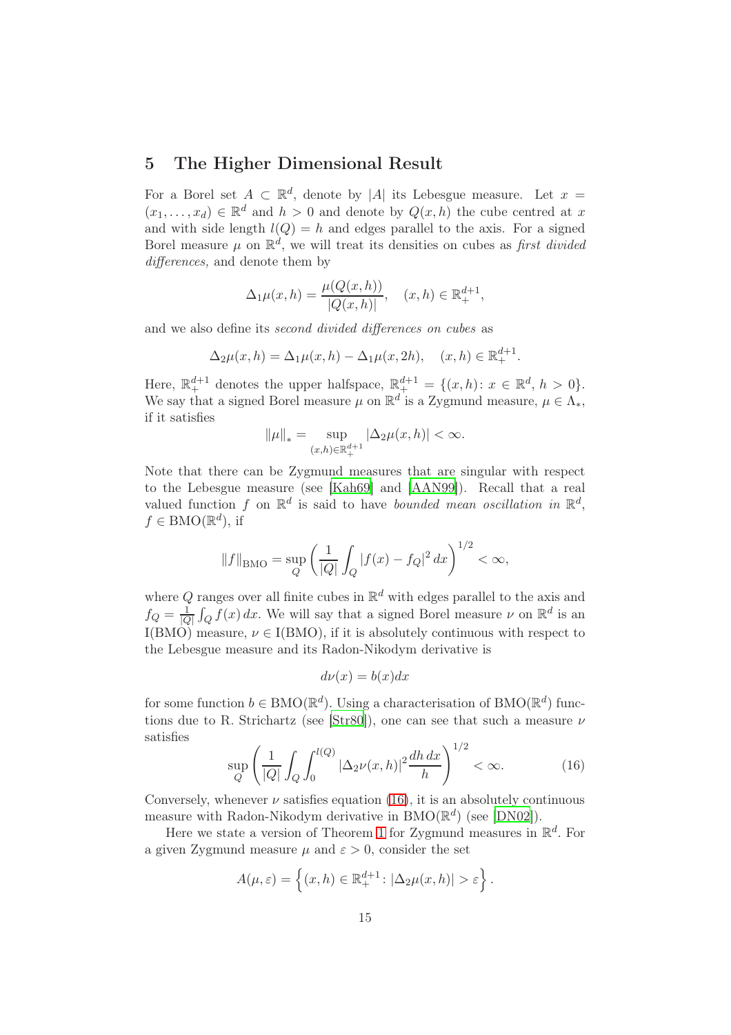## 5 The Higher Dimensional Result

For a Borel set $A \subset \mathbb{R}^d$, denote by $|A|$ its Lebesgue measure. Let $x = (x_1, \ldots, x_d) \in \mathbb{R}^d$ and $h > 0$ and denote by $Q(x, h)$ the cube centred at $x$ and with side length $l(Q) = h$ and edges parallel to the axis. For a signed Borel measure $\mu$ on $\mathbb{R}^d$, we will treat its densities on cubes as *first divided differences,* and denote them by

$$\Delta_1 \mu(x, h) = \frac{\mu(Q(x, h))}{|Q(x, h)|}, \quad (x, h) \in \mathbb{R}^{d+1}_+,$$

and we also define its *second divided differences on cubes* as

$$\Delta_2 \mu(x, h) = \Delta_1 \mu(x, h) - \Delta_1 \mu(x, 2h), \quad (x, h) \in \mathbb{R}^{d+1}_+.$$

Here, $\mathbb{R}^{d+1}_+$ denotes the upper halfspace, $\mathbb{R}^{d+1}_+ = \{(x, h) : x \in \mathbb{R}^d, \, h > 0\}$. We say that a signed Borel measure $\mu$ on $\mathbb{R}^d$ is a Zygmund measure, $\mu \in \Lambda_*$, if it satisfies

$$\|\mu\|_* = \sup_{(x,h) \in \mathbb{R}^{d+1}_+} |\Delta_2 \mu(x, h)| < \infty.$$

Note that there can be Zygmund measures that are singular with respect to the Lebesgue measure (see [Kah69] and [AAN99]). Recall that a real valued function $f$ on $\mathbb{R}^d$ is said to have *bounded mean oscillation in* $\mathbb{R}^d$, $f \in \mathrm{BMO}(\mathbb{R}^d)$, if

$$\|f\|_{\mathrm{BMO}} = \sup_Q \left( \frac{1}{|Q|} \int_Q |f(x) - f_Q|^2 \, dx \right)^{1/2} < \infty,$$

where $Q$ ranges over all finite cubes in $\mathbb{R}^d$ with edges parallel to the axis and $f_Q = \frac{1}{|Q|} \int_Q f(x) \, dx$. We will say that a signed Borel measure $\nu$ on $\mathbb{R}^d$ is an I(BMO) measure, $\nu \in \mathrm{I(BMO)}$, if it is absolutely continuous with respect to the Lebesgue measure and its Radon-Nikodym derivative is

$$d\nu(x) = b(x) dx$$

for some function $b \in \mathrm{BMO}(\mathbb{R}^d)$. Using a characterisation of $\mathrm{BMO}(\mathbb{R}^d)$ functions due to R. Strichartz (see [Str80]), one can see that such a measure $\nu$ satisfies

$$\sup_Q \left( \frac{1}{|Q|} \int_Q \int_0^{l(Q)} |\Delta_2 \nu(x, h)|^2 \frac{dh \, dx}{h} \right)^{1/2} < \infty. \tag{16}$$

Conversely, whenever $\nu$ satisfies equation (16), it is an absolutely continuous measure with Radon-Nikodym derivative in $\mathrm{BMO}(\mathbb{R}^d)$ (see [DN02]).

Here we state a version of Theorem 1 for Zygmund measures in $\mathbb{R}^d$. For a given Zygmund measure $\mu$ and $\varepsilon > 0$, consider the set

$$A(\mu, \varepsilon) = \left\{ (x, h) \in \mathbb{R}^{d+1}_+ : |\Delta_2 \mu(x, h)| > \varepsilon \right\}.$$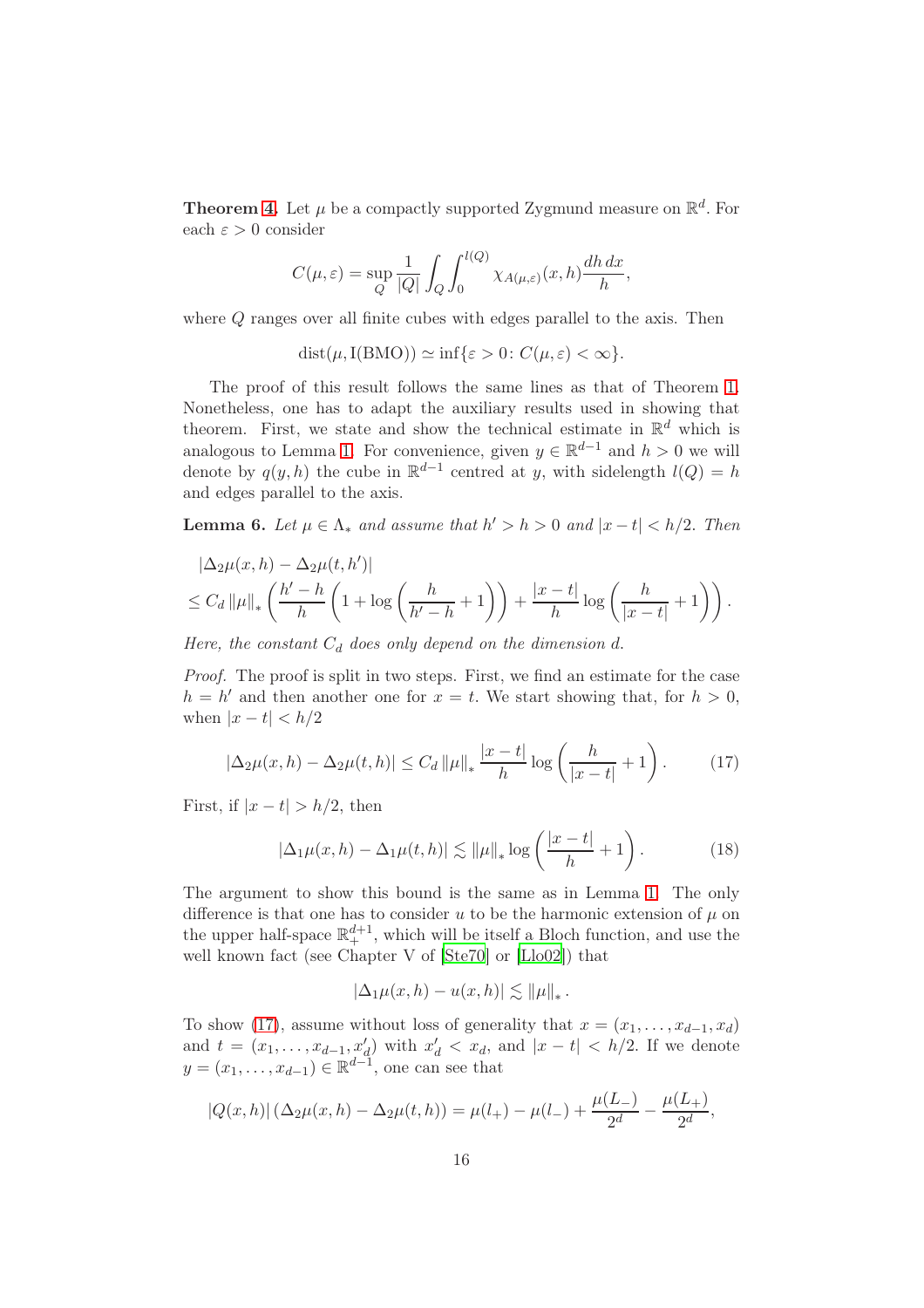**Theorem 4.** Let $\mu$ be a compactly supported Zygmund measure on $\mathbb{R}^d$. For each $\varepsilon > 0$ consider

$$C(\mu, \varepsilon) = \sup_Q \frac{1}{|Q|} \int_Q \int_0^{l(Q)} \chi_{A(\mu,\varepsilon)}(x,h) \frac{dh\, dx}{h},$$

where $Q$ ranges over all finite cubes with edges parallel to the axis. Then

$$\operatorname{dist}(\mu, \mathrm{I(BMO)}) \simeq \inf\{\varepsilon > 0 \colon C(\mu, \varepsilon) < \infty\}.$$

The proof of this result follows the same lines as that of Theorem 1. Nonetheless, one has to adapt the auxiliary results used in showing that theorem. First, we state and show the technical estimate in $\mathbb{R}^d$ which is analogous to Lemma 1. For convenience, given $y \in \mathbb{R}^{d-1}$ and $h > 0$ we will denote by $q(y,h)$ the cube in $\mathbb{R}^{d-1}$ centred at $y$, with sidelength $l(Q) = h$ and edges parallel to the axis.

**Lemma 6.** *Let $\mu \in \Lambda_*$ and assume that $h' > h > 0$ and $|x - t| < h/2$. Then*

$$\begin{aligned} &|\Delta_2\mu(x,h) - \Delta_2\mu(t,h')| \\ &\leq C_d \|\mu\|_* \left( \frac{h'-h}{h} \left(1 + \log\left(\frac{h}{h'-h} + 1\right)\right) + \frac{|x-t|}{h} \log\left(\frac{h}{|x-t|} + 1\right)\right). \end{aligned}$$

*Here, the constant $C_d$ does only depend on the dimension $d$.*

*Proof.* The proof is split in two steps. First, we find an estimate for the case $h = h'$ and then another one for $x = t$. We start showing that, for $h > 0$, when $|x - t| < h/2$

$$|\Delta_2\mu(x,h) - \Delta_2\mu(t,h)| \leq C_d \|\mu\|_* \frac{|x-t|}{h} \log\left(\frac{h}{|x-t|} + 1\right). \tag{17}$$

First, if $|x - t| > h/2$, then

$$|\Delta_1\mu(x,h) - \Delta_1\mu(t,h)| \lesssim \|\mu\|_* \log\left(\frac{|x-t|}{h} + 1\right). \tag{18}$$

The argument to show this bound is the same as in Lemma 1. The only difference is that one has to consider $u$ to be the harmonic extension of $\mu$ on the upper half-space $\mathbb{R}^{d+1}_+$, which will be itself a Bloch function, and use the well known fact (see Chapter V of [Ste70] or [Llo02]) that

$$|\Delta_1\mu(x,h) - u(x,h)| \lesssim \|\mu\|_*.$$

To show (17), assume without loss of generality that $x = (x_1, \ldots, x_{d-1}, x_d)$ and $t = (x_1, \ldots, x_{d-1}, x'_d)$ with $x'_d < x_d$, and $|x - t| < h/2$. If we denote $y = (x_1, \ldots, x_{d-1}) \in \mathbb{R}^{d-1}$, one can see that

$$|Q(x,h)| \left(\Delta_2\mu(x,h) - \Delta_2\mu(t,h)\right) = \mu(l_+) - \mu(l_-) + \frac{\mu(L_-)}{2^d} - \frac{\mu(L_+)}{2^d},$$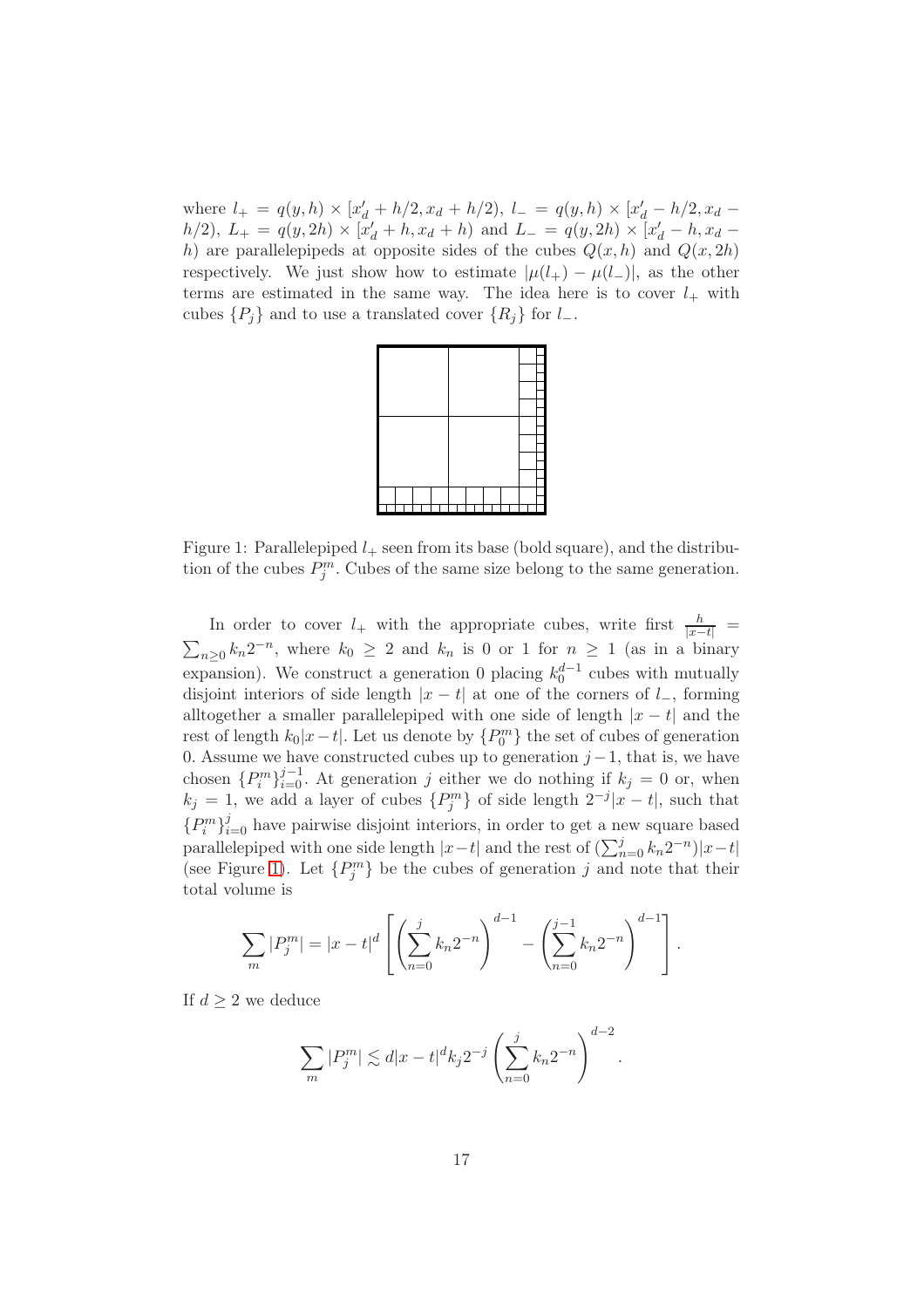where $l_+ = q(y, h) \times [x'_d + h/2, x_d + h/2)$, $l_- = q(y, h) \times [x'_d - h/2, x_d - h/2)$, $L_+ = q(y, 2h) \times [x'_d + h, x_d + h)$ and $L_- = q(y, 2h) \times [x'_d - h, x_d - h)$ are parallelepipeds at opposite sides of the cubes $Q(x, h)$ and $Q(x, 2h)$ respectively. We just show how to estimate $|\mu(l_+) - \mu(l_-)|$, as the other terms are estimated in the same way. The idea here is to cover $l_+$ with cubes $\{P_j\}$ and to use a translated cover $\{R_j\}$ for $l_-$.

Figure 1: Parallelepiped $l_+$ seen from its base (bold square), and the distribution of the cubes $P^m_j$. Cubes of the same size belong to the same generation.

In order to cover $l_+$ with the appropriate cubes, write first $\frac{h}{|x-t|} = \sum_{n\geq 0} k_n 2^{-n}$, where $k_0 \geq 2$ and $k_n$ is 0 or 1 for $n \geq 1$ (as in a binary expansion). We construct a generation 0 placing $k_0^{d-1}$ cubes with mutually disjoint interiors of side length $|x - t|$ at one of the corners of $l_-$, forming alltogether a smaller parallelepiped with one side of length $|x - t|$ and the rest of length $k_0|x-t|$. Let us denote by $\{P^m_0\}$ the set of cubes of generation 0. Assume we have constructed cubes up to generation $j-1$, that is, we have chosen $\{P^m_i\}_{i=0}^{j-1}$. At generation $j$ either we do nothing if $k_j = 0$ or, when $k_j = 1$, we add a layer of cubes $\{P^m_j\}$ of side length $2^{-j}|x - t|$, such that $\{P^m_i\}_{i=0}^{j}$ have pairwise disjoint interiors, in order to get a new square based parallelepiped with one side length $|x-t|$ and the rest of $(\sum_{n=0}^{j} k_n 2^{-n})|x-t|$ (see Figure 1). Let $\{P^m_j\}$ be the cubes of generation $j$ and note that their total volume is

$$\sum_m |P^m_j| = |x - t|^d \left[ \left( \sum_{n=0}^{j} k_n 2^{-n} \right)^{d-1} - \left( \sum_{n=0}^{j-1} k_n 2^{-n} \right)^{d-1} \right].$$

If $d \geq 2$ we deduce

$$\sum_m |P^m_j| \lesssim d|x - t|^d k_j 2^{-j} \left( \sum_{n=0}^{j} k_n 2^{-n} \right)^{d-2}.$$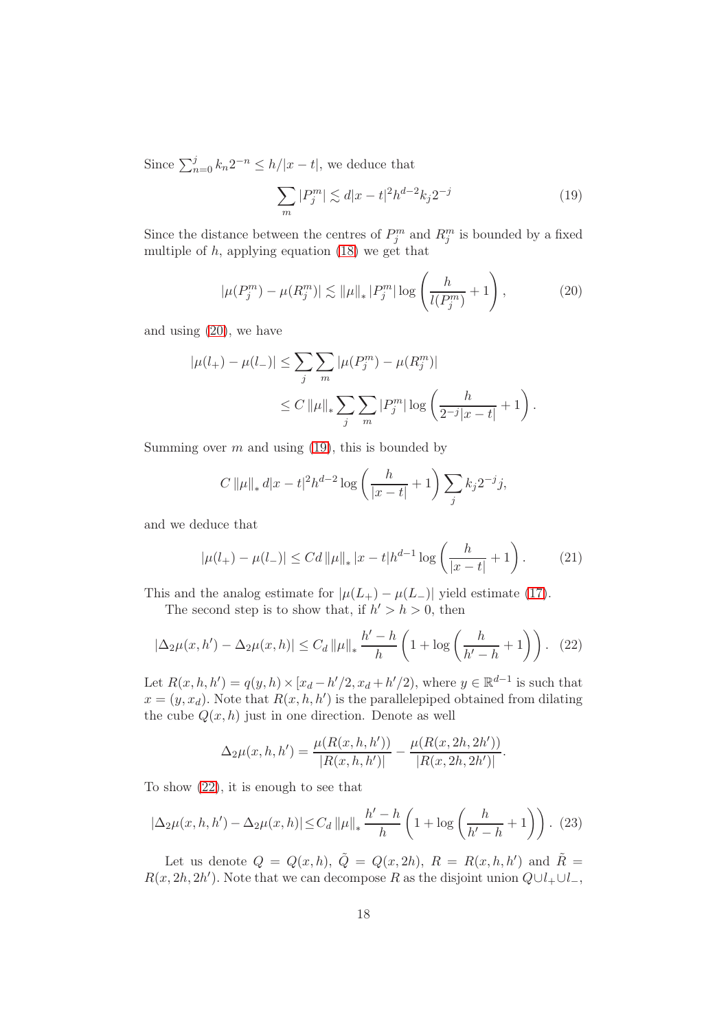Since $\sum_{n=0}^{j} k_n 2^{-n} \le h/|x-t|$, we deduce that

$$\sum_m |P_j^m| \lesssim d|x-t|^2 h^{d-2} k_j 2^{-j} \tag{19}$$

Since the distance between the centres of $P_j^m$ and $R_j^m$ is bounded by a fixed multiple of $h$, applying equation (18) we get that

$$|\mu(P_j^m) - \mu(R_j^m)| \lesssim \|\mu\|_* |P_j^m| \log\left(\frac{h}{l(P_j^m)} + 1\right), \tag{20}$$

and using (20), we have

$$\begin{aligned}
|\mu(l_+) - \mu(l_-)| &\le \sum_j \sum_m |\mu(P_j^m) - \mu(R_j^m)| \\
&\le C\,\|\mu\|_* \sum_j \sum_m |P_j^m| \log\left(\frac{h}{2^{-j}|x-t|} + 1\right).
\end{aligned}$$

Summing over $m$ and using (19), this is bounded by

$$C\,\|\mu\|_*\, d|x-t|^2 h^{d-2} \log\left(\frac{h}{|x-t|} + 1\right) \sum_j k_j 2^{-j} j,$$

and we deduce that

$$|\mu(l_+) - \mu(l_-)| \le Cd\,\|\mu\|_* |x-t| h^{d-1} \log\left(\frac{h}{|x-t|} + 1\right). \tag{21}$$

This and the analog estimate for $|\mu(L_+) - \mu(L_-)|$ yield estimate (17).

The second step is to show that, if $h' > h > 0$, then

$$|\Delta_2\mu(x,h') - \Delta_2\mu(x,h)| \le C_d\,\|\mu\|_* \frac{h'-h}{h}\left(1 + \log\left(\frac{h}{h'-h} + 1\right)\right). \tag{22}$$

Let $R(x,h,h') = q(y,h) \times [x_d - h'/2, x_d + h'/2)$, where $y \in \mathbb{R}^{d-1}$ is such that $x = (y, x_d)$. Note that $R(x,h,h')$ is the parallelepiped obtained from dilating the cube $Q(x,h)$ just in one direction. Denote as well

$$\Delta_2\mu(x,h,h') = \frac{\mu(R(x,h,h'))}{|R(x,h,h')|} - \frac{\mu(R(x,2h,2h'))}{|R(x,2h,2h')|}.$$

To show (22), it is enough to see that

$$|\Delta_2\mu(x,h,h') - \Delta_2\mu(x,h)| \le C_d\,\|\mu\|_* \frac{h'-h}{h}\left(1 + \log\left(\frac{h}{h'-h} + 1\right)\right). \tag{23}$$

Let us denote $Q = Q(x,h)$, $\tilde{Q} = Q(x,2h)$, $R = R(x,h,h')$ and $\tilde{R} = R(x,2h,2h')$. Note that we can decompose $R$ as the disjoint union $Q \cup l_+ \cup l_-$,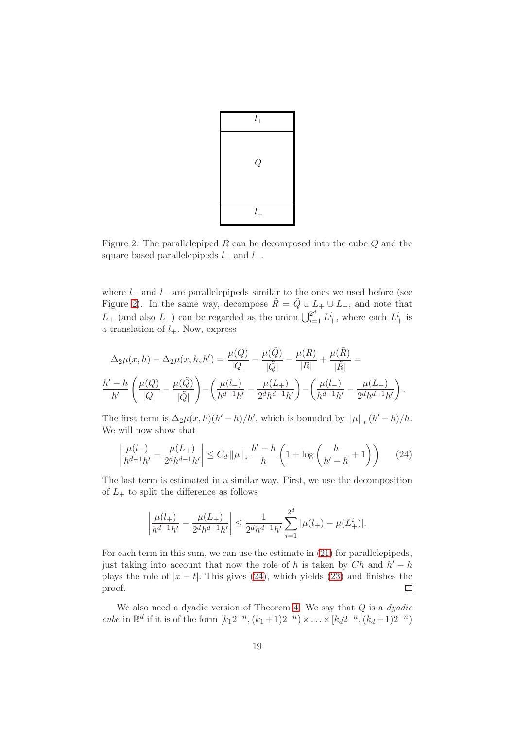Figure 2: The parallelepiped $R$ can be decomposed into the cube $Q$ and the square based parallelepipeds $l_+$ and $l_-$.

where $l_+$ and $l_-$ are parallelepipeds similar to the ones we used before (see Figure 2). In the same way, decompose $\tilde{R} = \tilde{Q} \cup L_+ \cup L_-$, and note that $L_+$ (and also $L_-$) can be regarded as the union $\bigcup_{i=1}^{2^d} L_+^i$, where each $L_+^i$ is a translation of $l_+$. Now, express

$$\Delta_2\mu(x,h) - \Delta_2\mu(x,h,h') = \frac{\mu(Q)}{|Q|} - \frac{\mu(\tilde{Q})}{|\tilde{Q}|} - \frac{\mu(R)}{|R|} + \frac{\mu(\tilde{R})}{|\tilde{R}|} =$$

$$\frac{h'-h}{h'}\left(\frac{\mu(Q)}{|Q|} - \frac{\mu(\tilde{Q})}{|\tilde{Q}|}\right) - \left(\frac{\mu(l_+)}{h^{d-1}h'} - \frac{\mu(L_+)}{2^d h^{d-1}h'}\right) - \left(\frac{\mu(l_-)}{h^{d-1}h'} - \frac{\mu(L_-)}{2^d h^{d-1}h'}\right).$$

The first term is $\Delta_2\mu(x,h)(h'-h)/h'$, which is bounded by $\|\mu\|_* (h'-h)/h$. We will now show that

$$\left|\frac{\mu(l_+)}{h^{d-1}h'} - \frac{\mu(L_+)}{2^d h^{d-1}h'}\right| \leq C_d \|\mu\|_* \frac{h'-h}{h}\left(1 + \log\left(\frac{h}{h'-h} + 1\right)\right) \tag{24}$$

The last term is estimated in a similar way. First, we use the decomposition of $L_+$ to split the difference as follows

$$\left|\frac{\mu(l_+)}{h^{d-1}h'} - \frac{\mu(L_+)}{2^d h^{d-1}h'}\right| \leq \frac{1}{2^d h^{d-1}h'}\sum_{i=1}^{2^d} |\mu(l_+) - \mu(L_+^i)|.$$

For each term in this sum, we can use the estimate in (21) for parallelepipeds, just taking into account that now the role of $h$ is taken by $Ch$ and $h'-h$ plays the role of $|x-t|$. This gives (24), which yields (23) and finishes the proof. □

We also need a dyadic version of Theorem 4. We say that $Q$ is a *dyadic cube* in $\mathbb{R}^d$ if it is of the form $[k_1 2^{-n}, (k_1+1)2^{-n}) \times \ldots \times [k_d 2^{-n}, (k_d+1)2^{-n})$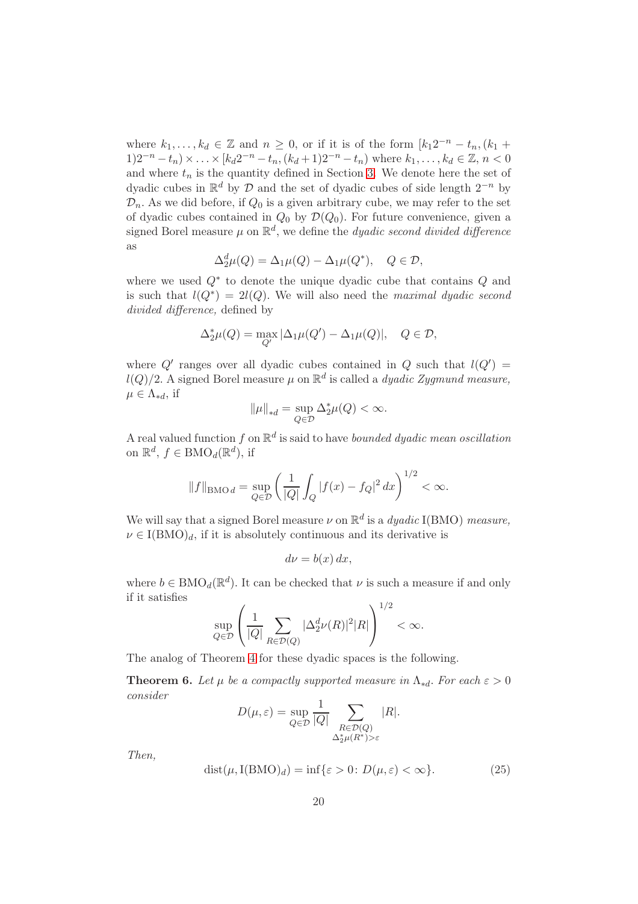where $k_1, \dots, k_d \in \mathbb{Z}$ and $n \geq 0$, or if it is of the form $[k_1 2^{-n} - t_n, (k_1 + 1)2^{-n} - t_n) \times \ldots \times [k_d 2^{-n} - t_n, (k_d + 1)2^{-n} - t_n)$ where $k_1, \dots, k_d \in \mathbb{Z}$, $n < 0$ and where $t_n$ is the quantity defined in Section 3. We denote here the set of dyadic cubes in $\mathbb{R}^d$ by $\mathcal{D}$ and the set of dyadic cubes of side length $2^{-n}$ by $\mathcal{D}_n$. As we did before, if $Q_0$ is a given arbitrary cube, we may refer to the set of dyadic cubes contained in $Q_0$ by $\mathcal{D}(Q_0)$. For future convenience, given a signed Borel measure $\mu$ on $\mathbb{R}^d$, we define the *dyadic second divided difference* as

$$\Delta_2^d \mu(Q) = \Delta_1 \mu(Q) - \Delta_1 \mu(Q^*), \quad Q \in \mathcal{D},$$

where we used $Q^*$ to denote the unique dyadic cube that contains $Q$ and is such that $l(Q^*) = 2l(Q)$. We will also need the *maximal dyadic second divided difference,* defined by

$$\Delta_2^* \mu(Q) = \max_{Q'} |\Delta_1 \mu(Q') - \Delta_1 \mu(Q)|, \quad Q \in \mathcal{D},$$

where $Q'$ ranges over all dyadic cubes contained in $Q$ such that $l(Q') = l(Q)/2$. A signed Borel measure $\mu$ on $\mathbb{R}^d$ is called a *dyadic Zygmund measure,* $\mu \in \Lambda_{*d}$, if

$$\|\mu\|_{*d} = \sup_{Q \in \mathcal{D}} \Delta_2^* \mu(Q) < \infty.$$

A real valued function $f$ on $\mathbb{R}^d$ is said to have *bounded dyadic mean oscillation* on $\mathbb{R}^d$, $f \in \mathrm{BMO}_d(\mathbb{R}^d)$, if

$$\|f\|_{\mathrm{BMO}\, d} = \sup_{Q \in \mathcal{D}} \left( \frac{1}{|Q|} \int_Q |f(x) - f_Q|^2 \, dx \right)^{1/2} < \infty.$$

We will say that a signed Borel measure $\nu$ on $\mathbb{R}^d$ is a *dyadic* $\mathrm{I(BMO)}$ *measure,* $\nu \in \mathrm{I(BMO)}_d$, if it is absolutely continuous and its derivative is

$$d\nu = b(x)\, dx,$$

where $b \in \mathrm{BMO}_d(\mathbb{R}^d)$. It can be checked that $\nu$ is such a measure if and only if it satisfies

$$\sup_{Q \in \mathcal{D}} \left( \frac{1}{|Q|} \sum_{R \in \mathcal{D}(Q)} |\Delta_2^d \nu(R)|^2 |R| \right)^{1/2} < \infty.$$

The analog of Theorem 4 for these dyadic spaces is the following.

**Theorem 6.** *Let $\mu$ be a compactly supported measure in $\Lambda_{*d}$. For each $\varepsilon > 0$ consider*

$$D(\mu, \varepsilon) = \sup_{Q \in \mathcal{D}} \frac{1}{|Q|} \sum_{\substack{R \in \mathcal{D}(Q) \\ \Delta_2^* \mu(R^*) > \varepsilon}} |R|.$$

*Then,*

$$\mathrm{dist}(\mu, \mathrm{I(BMO)}_d) = \inf\{\varepsilon > 0 \colon D(\mu, \varepsilon) < \infty\}. \tag{25}$$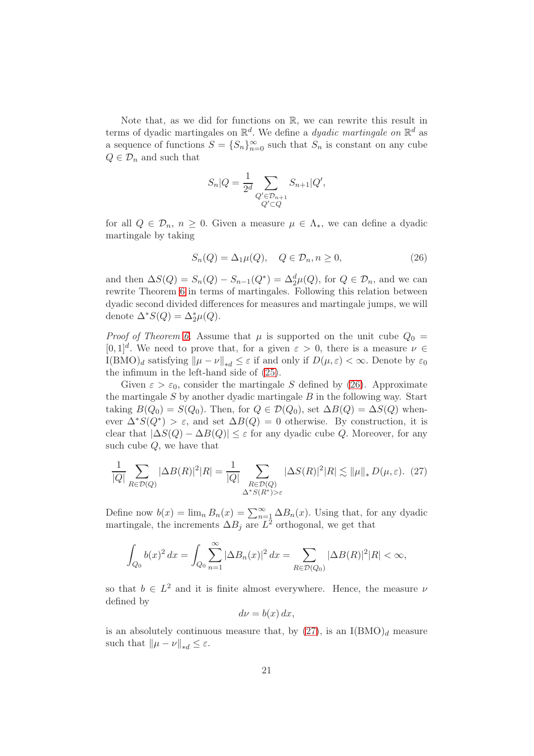Note that, as we did for functions on $\mathbb{R}$, we can rewrite this result in terms of dyadic martingales on $\mathbb{R}^d$. We define a *dyadic martingale on* $\mathbb{R}^d$ as a sequence of functions $S = \{S_n\}_{n=0}^{\infty}$ such that $S_n$ is constant on any cube $Q \in \mathcal{D}_n$ and such that

$$S_n|Q = \frac{1}{2^d} \sum_{\substack{Q' \in \mathcal{D}_{n+1} \\ Q' \subset Q}} S_{n+1}|Q',$$

for all $Q \in \mathcal{D}_n$, $n \geq 0$. Given a measure $\mu \in \Lambda_*$, we can define a dyadic martingale by taking

$$S_n(Q) = \Delta_1 \mu(Q), \quad Q \in \mathcal{D}_n, n \geq 0, \tag{26}$$

and then $\Delta S(Q) = S_n(Q) - S_{n-1}(Q^*) = \Delta_2^d \mu(Q)$, for $Q \in \mathcal{D}_n$, and we can rewrite Theorem 6 in terms of martingales. Following this relation between dyadic second divided differences for measures and martingale jumps, we will denote $\Delta^* S(Q) = \Delta_2^* \mu(Q)$.

*Proof of Theorem 6.* Assume that $\mu$ is supported on the unit cube $Q_0 = [0,1]^d$. We need to prove that, for a given $\varepsilon > 0$, there is a measure $\nu \in \mathrm{I(BMO)}_d$ satisfying $\|\mu - \nu\|_{*d} \leq \varepsilon$ if and only if $D(\mu, \varepsilon) < \infty$. Denote by $\varepsilon_0$ the infimum in the left-hand side of (25).

Given $\varepsilon > \varepsilon_0$, consider the martingale $S$ defined by (26). Approximate the martingale $S$ by another dyadic martingale $B$ in the following way. Start taking $B(Q_0) = S(Q_0)$. Then, for $Q \in \mathcal{D}(Q_0)$, set $\Delta B(Q) = \Delta S(Q)$ whenever $\Delta^* S(Q^*) > \varepsilon$, and set $\Delta B(Q) = 0$ otherwise. By construction, it is clear that $|\Delta S(Q) - \Delta B(Q)| \leq \varepsilon$ for any dyadic cube $Q$. Moreover, for any such cube $Q$, we have that

$$\frac{1}{|Q|} \sum_{R \in \mathcal{D}(Q)} |\Delta B(R)|^2 |R| = \frac{1}{|Q|} \sum_{\substack{R \in \mathcal{D}(Q) \\ \Delta^* S(R^*) > \varepsilon}} |\Delta S(R)|^2 |R| \lesssim \|\mu\|_* \, D(\mu, \varepsilon). \tag{27}$$

Define now $b(x) = \lim_n B_n(x) = \sum_{n=1}^{\infty} \Delta B_n(x)$. Using that, for any dyadic martingale, the increments $\Delta B_j$ are $L^2$ orthogonal, we get that

$$\int_{Q_0} b(x)^2 \, dx = \int_{Q_0} \sum_{n=1}^{\infty} |\Delta B_n(x)|^2 \, dx = \sum_{R \in \mathcal{D}(Q_0)} |\Delta B(R)|^2 |R| < \infty,$$

so that $b \in L^2$ and it is finite almost everywhere. Hence, the measure $\nu$ defined by

$$d\nu = b(x) \, dx,$$

is an absolutely continuous measure that, by (27), is an $\mathrm{I(BMO)}_d$ measure such that $\|\mu - \nu\|_{*d} \leq \varepsilon$.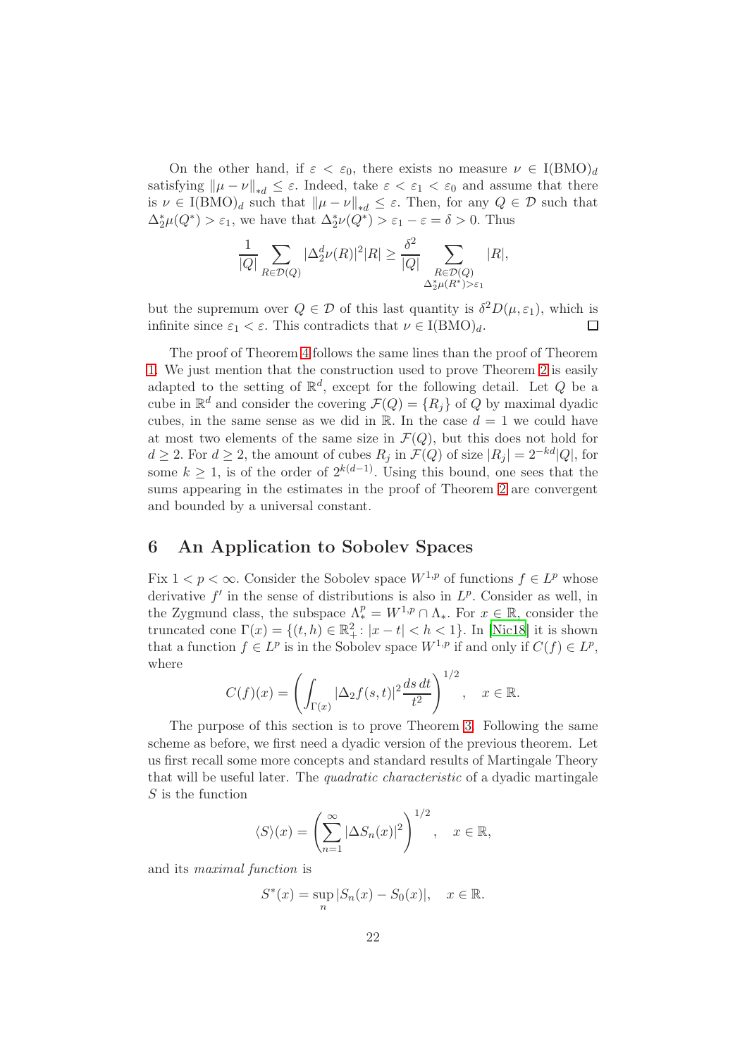On the other hand, if $\varepsilon < \varepsilon_0$, there exists no measure $\nu \in \mathrm{I(BMO)}_d$ satisfying $\|\mu - \nu\|_{*d} \leq \varepsilon$. Indeed, take $\varepsilon < \varepsilon_1 < \varepsilon_0$ and assume that there is $\nu \in \mathrm{I(BMO)}_d$ such that $\|\mu - \nu\|_{*d} \leq \varepsilon$. Then, for any $Q \in \mathcal{D}$ such that $\Delta_2^* \mu(Q^*) > \varepsilon_1$, we have that $\Delta_2^* \nu(Q^*) > \varepsilon_1 - \varepsilon = \delta > 0$. Thus

$$\frac{1}{|Q|} \sum_{R \in \mathcal{D}(Q)} |\Delta_2^d \nu(R)|^2 |R| \geq \frac{\delta^2}{|Q|} \sum_{\substack{R \in \mathcal{D}(Q) \\ \Delta_2^* \mu(R^*) > \varepsilon_1}} |R|,$$

but the supremum over $Q \in \mathcal{D}$ of this last quantity is $\delta^2 D(\mu, \varepsilon_1)$, which is infinite since $\varepsilon_1 < \varepsilon$. This contradicts that $\nu \in \mathrm{I(BMO)}_d$. $\square$

The proof of Theorem 4 follows the same lines than the proof of Theorem 1. We just mention that the construction used to prove Theorem 2 is easily adapted to the setting of $\mathbb{R}^d$, except for the following detail. Let $Q$ be a cube in $\mathbb{R}^d$ and consider the covering $\mathcal{F}(Q) = \{R_j\}$ of $Q$ by maximal dyadic cubes, in the same sense as we did in $\mathbb{R}$. In the case $d = 1$ we could have at most two elements of the same size in $\mathcal{F}(Q)$, but this does not hold for $d \geq 2$. For $d \geq 2$, the amount of cubes $R_j$ in $\mathcal{F}(Q)$ of size $|R_j| = 2^{-kd}|Q|$, for some $k \geq 1$, is of the order of $2^{k(d-1)}$. Using this bound, one sees that the sums appearing in the estimates in the proof of Theorem 2 are convergent and bounded by a universal constant.

## 6 An Application to Sobolev Spaces

Fix $1 < p < \infty$. Consider the Sobolev space $W^{1,p}$ of functions $f \in L^p$ whose derivative $f'$ in the sense of distributions is also in $L^p$. Consider as well, in the Zygmund class, the subspace $\Lambda_*^p = W^{1,p} \cap \Lambda_*$. For $x \in \mathbb{R}$, consider the truncated cone $\Gamma(x) = \{(t, h) \in \mathbb{R}_+^2 : |x - t| < h < 1\}$. In [Nic18] it is shown that a function $f \in L^p$ is in the Sobolev space $W^{1,p}$ if and only if $C(f) \in L^p$, where

$$C(f)(x) = \left( \int_{\Gamma(x)} |\Delta_2 f(s,t)|^2 \frac{ds\, dt}{t^2} \right)^{1/2}, \quad x \in \mathbb{R}.$$

The purpose of this section is to prove Theorem 3. Following the same scheme as before, we first need a dyadic version of the previous theorem. Let us first recall some more concepts and standard results of Martingale Theory that will be useful later. The *quadratic characteristic* of a dyadic martingale $S$ is the function

$$\langle S \rangle(x) = \left( \sum_{n=1}^{\infty} |\Delta S_n(x)|^2 \right)^{1/2}, \quad x \in \mathbb{R},$$

and its *maximal function* is

$$S^*(x) = \sup_n |S_n(x) - S_0(x)|, \quad x \in \mathbb{R}.$$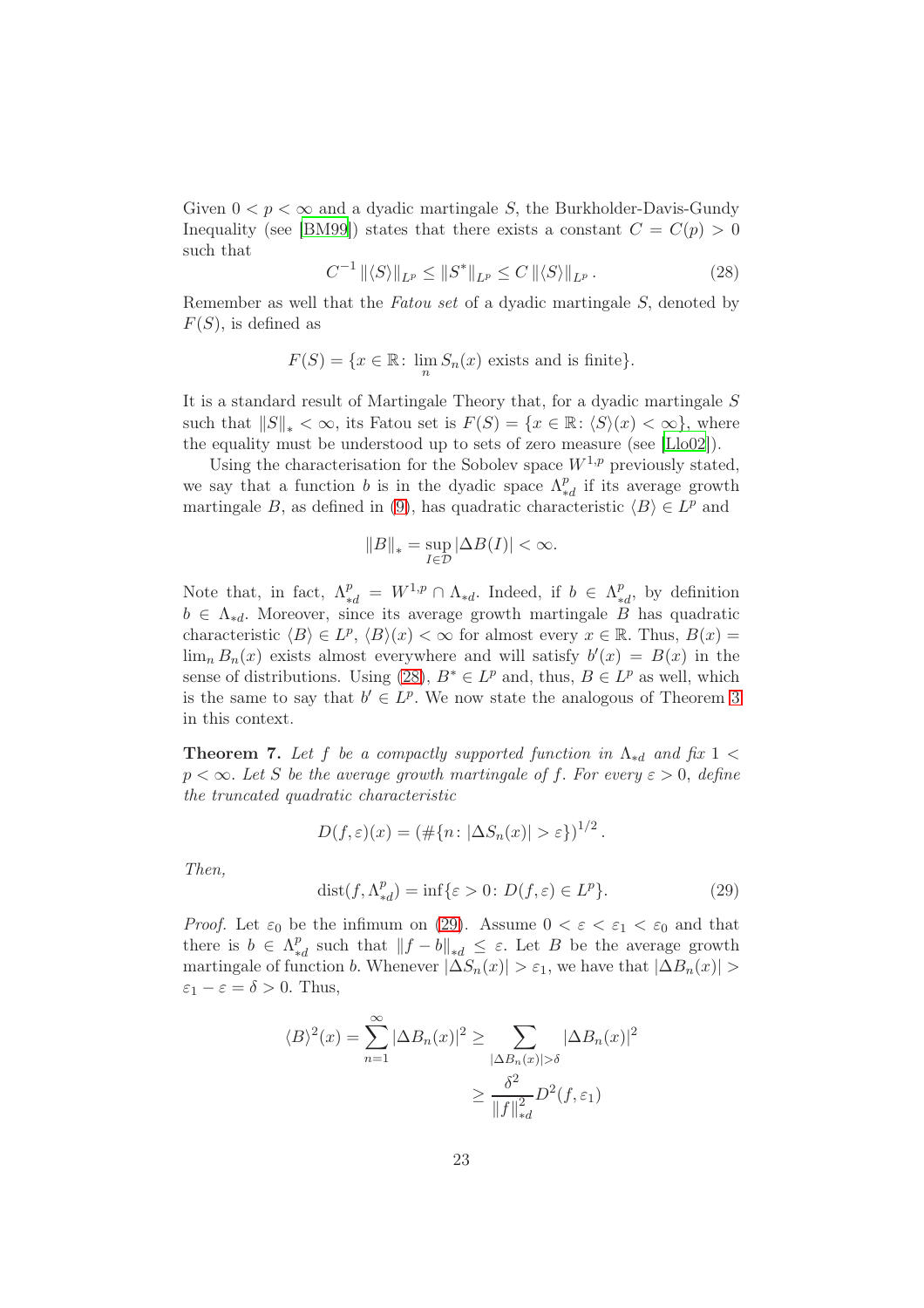Given $0 < p < \infty$ and a dyadic martingale $S$, the Burkholder-Davis-Gundy Inequality (see [BM99]) states that there exists a constant $C = C(p) > 0$ such that

$$C^{-1} \|\langle S\rangle\|_{L^p} \leq \|S^*\|_{L^p} \leq C \|\langle S\rangle\|_{L^p}. \tag{28}$$

Remember as well that the *Fatou set* of a dyadic martingale $S$, denoted by $F(S)$, is defined as

$$F(S) = \{x \in \mathbb{R} \colon \lim_n S_n(x) \text{ exists and is finite}\}.$$

It is a standard result of Martingale Theory that, for a dyadic martingale $S$ such that $\|S\|_* < \infty$, its Fatou set is $F(S) = \{x \in \mathbb{R} \colon \langle S\rangle(x) < \infty\}$, where the equality must be understood up to sets of zero measure (see [Llo02]).

Using the characterisation for the Sobolev space $W^{1,p}$ previously stated, we say that a function $b$ is in the dyadic space $\Lambda^p_{*d}$ if its average growth martingale $B$, as defined in (9), has quadratic characteristic $\langle B\rangle \in L^p$ and

$$\|B\|_* = \sup_{I\in\mathcal{D}} |\Delta B(I)| < \infty.$$

Note that, in fact, $\Lambda^p_{*d} = W^{1,p} \cap \Lambda_{*d}$. Indeed, if $b \in \Lambda^p_{*d}$, by definition $b \in \Lambda_{*d}$. Moreover, since its average growth martingale $B$ has quadratic characteristic $\langle B\rangle \in L^p$, $\langle B\rangle(x) < \infty$ for almost every $x \in \mathbb{R}$. Thus, $B(x) = \lim_n B_n(x)$ exists almost everywhere and will satisfy $b'(x) = B(x)$ in the sense of distributions. Using (28), $B^* \in L^p$ and, thus, $B \in L^p$ as well, which is the same to say that $b' \in L^p$. We now state the analogous of Theorem 3 in this context.

**Theorem 7.** *Let $f$ be a compactly supported function in $\Lambda_{*d}$ and fix $1 < p < \infty$. Let $S$ be the average growth martingale of $f$. For every $\varepsilon > 0$, define the truncated quadratic characteristic*

$$D(f, \varepsilon)(x) = \left(\#\{n \colon |\Delta S_n(x)| > \varepsilon\}\right)^{1/2}.$$

*Then,*

$$\operatorname{dist}(f, \Lambda^p_{*d}) = \inf\{\varepsilon > 0 \colon D(f, \varepsilon) \in L^p\}. \tag{29}$$

*Proof.* Let $\varepsilon_0$ be the infimum on (29). Assume $0 < \varepsilon < \varepsilon_1 < \varepsilon_0$ and that there is $b \in \Lambda^p_{*d}$ such that $\|f - b\|_{*d} \leq \varepsilon$. Let $B$ be the average growth martingale of function $b$. Whenever $|\Delta S_n(x)| > \varepsilon_1$, we have that $|\Delta B_n(x)| > \varepsilon_1 - \varepsilon = \delta > 0$. Thus,

$$\begin{aligned}
\langle B\rangle^2(x) = \sum_{n=1}^{\infty} |\Delta B_n(x)|^2 &\geq \sum_{|\Delta B_n(x)| > \delta} |\Delta B_n(x)|^2 \\
&\geq \frac{\delta^2}{\|f\|^2_{*d}} D^2(f, \varepsilon_1)
\end{aligned}$$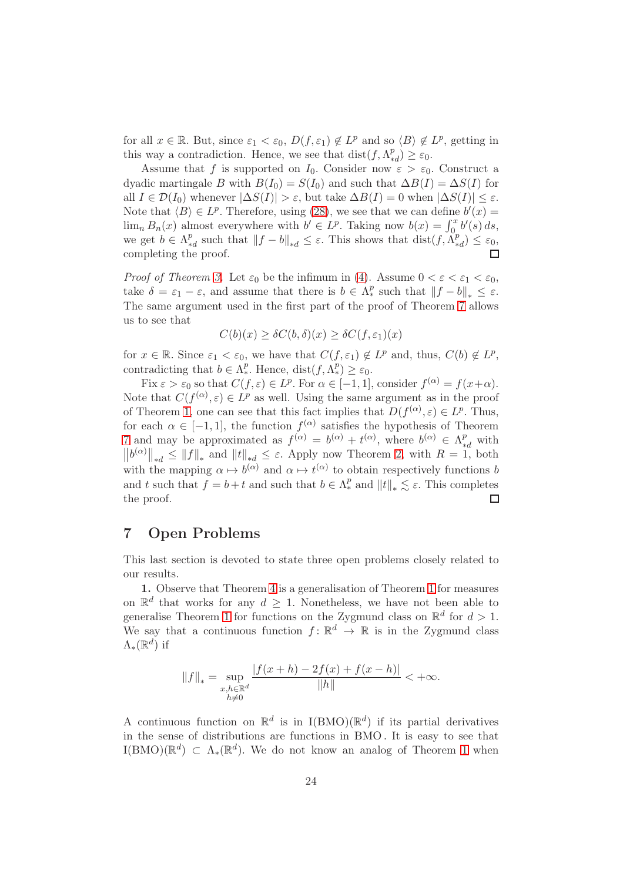for all $x \in \mathbb{R}$. But, since $\varepsilon_1 < \varepsilon_0$, $D(f, \varepsilon_1) \notin L^p$ and so $\langle B \rangle \notin L^p$, getting in this way a contradiction. Hence, we see that $\operatorname{dist}(f, \Lambda^p_{*d}) \geq \varepsilon_0$.

Assume that $f$ is supported on $I_0$. Consider now $\varepsilon > \varepsilon_0$. Construct a dyadic martingale $B$ with $B(I_0) = S(I_0)$ and such that $\Delta B(I) = \Delta S(I)$ for all $I \in \mathcal{D}(I_0)$ whenever $|\Delta S(I)| > \varepsilon$, but take $\Delta B(I) = 0$ when $|\Delta S(I)| \leq \varepsilon$. Note that $\langle B \rangle \in L^p$. Therefore, using (28), we see that we can define $b'(x) = \lim_n B_n(x)$ almost everywhere with $b' \in L^p$. Taking now $b(x) = \int_0^x b'(s)\, ds$, we get $b \in \Lambda^p_{*d}$ such that $\|f - b\|_{*d} \leq \varepsilon$. This shows that $\operatorname{dist}(f, \Lambda^p_{*d}) \leq \varepsilon_0$, completing the proof. $\square$

*Proof of Theorem 3.* Let $\varepsilon_0$ be the infimum in (4). Assume $0 < \varepsilon < \varepsilon_1 < \varepsilon_0$, take $\delta = \varepsilon_1 - \varepsilon$, and assume that there is $b \in \Lambda^p_*$ such that $\|f - b\|_* \leq \varepsilon$. The same argument used in the first part of the proof of Theorem 7 allows us to see that

$$C(b)(x) \geq \delta C(b, \delta)(x) \geq \delta C(f, \varepsilon_1)(x)$$

for $x \in \mathbb{R}$. Since $\varepsilon_1 < \varepsilon_0$, we have that $C(f, \varepsilon_1) \notin L^p$ and, thus, $C(b) \notin L^p$, contradicting that $b \in \Lambda^p_*$. Hence, $\operatorname{dist}(f, \Lambda^p_*) \geq \varepsilon_0$.

Fix $\varepsilon > \varepsilon_0$ so that $C(f, \varepsilon) \in L^p$. For $\alpha \in [-1, 1]$, consider $f^{(\alpha)} = f(x + \alpha)$. Note that $C(f^{(\alpha)}, \varepsilon) \in L^p$ as well. Using the same argument as in the proof of Theorem 1, one can see that this fact implies that $D(f^{(\alpha)}, \varepsilon) \in L^p$. Thus, for each $\alpha \in [-1, 1]$, the function $f^{(\alpha)}$ satisfies the hypothesis of Theorem 7 and may be approximated as $f^{(\alpha)} = b^{(\alpha)} + t^{(\alpha)}$, where $b^{(\alpha)} \in \Lambda^p_{*d}$ with $\left\|b^{(\alpha)}\right\|_{*d} \leq \|f\|_*$ and $\|t\|_{*d} \leq \varepsilon$. Apply now Theorem 2, with $R = 1$, both with the mapping $\alpha \mapsto b^{(\alpha)}$ and $\alpha \mapsto t^{(\alpha)}$ to obtain respectively functions $b$ and $t$ such that $f = b + t$ and such that $b \in \Lambda^p_*$ and $\|t\|_* \lesssim \varepsilon$. This completes the proof. $\square$

## 7 Open Problems

This last section is devoted to state three open problems closely related to our results.

**1.** Observe that Theorem 4 is a generalisation of Theorem 1 for measures on $\mathbb{R}^d$ that works for any $d \geq 1$. Nonetheless, we have not been able to generalise Theorem 1 for functions on the Zygmund class on $\mathbb{R}^d$ for $d > 1$. We say that a continuous function $f\colon \mathbb{R}^d \to \mathbb{R}$ is in the Zygmund class $\Lambda_*(\mathbb{R}^d)$ if

$$\|f\|_* = \sup_{\substack{x,h \in \mathbb{R}^d \\ h \neq 0}} \frac{|f(x+h) - 2f(x) + f(x-h)|}{\|h\|} < +\infty.$$

A continuous function on $\mathbb{R}^d$ is in $\mathrm{I(BMO)}(\mathbb{R}^d)$ if its partial derivatives in the sense of distributions are functions in BMO. It is easy to see that $\mathrm{I(BMO)}(\mathbb{R}^d) \subset \Lambda_*(\mathbb{R}^d)$. We do not know an analog of Theorem 1 when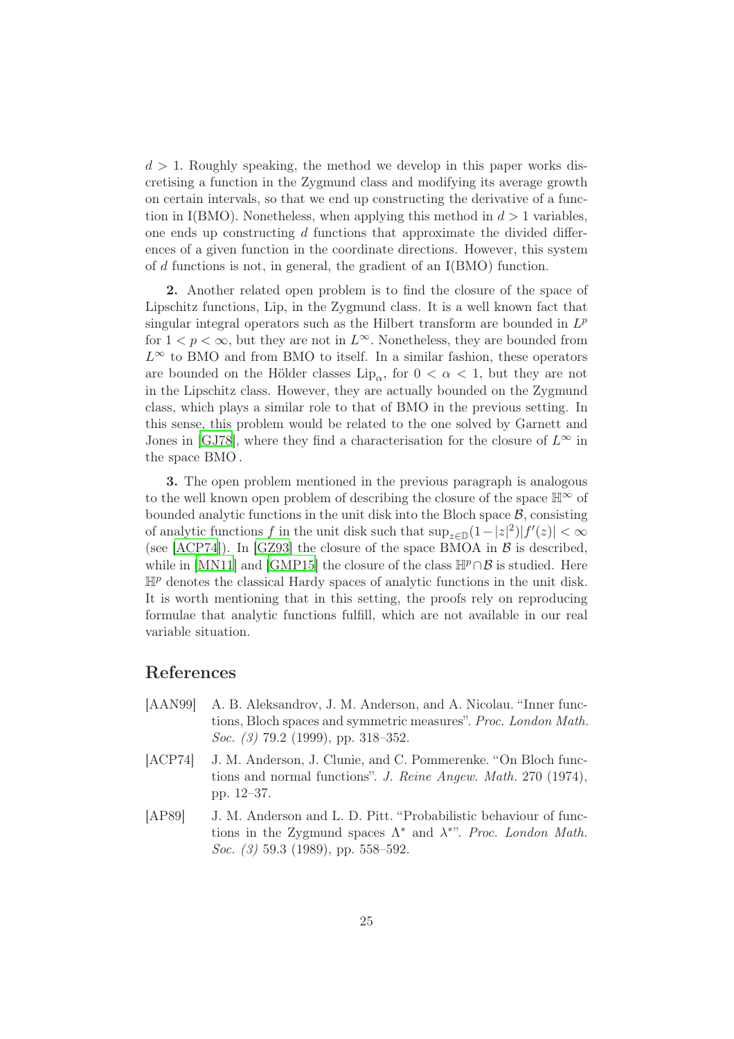$d > 1$. Roughly speaking, the method we develop in this paper works discretising a function in the Zygmund class and modifying its average growth on certain intervals, so that we end up constructing the derivative of a function in I(BMO). Nonetheless, when applying this method in $d > 1$ variables, one ends up constructing $d$ functions that approximate the divided differences of a given function in the coordinate directions. However, this system of $d$ functions is not, in general, the gradient of an I(BMO) function.

**2.** Another related open problem is to find the closure of the space of Lipschitz functions, Lip, in the Zygmund class. It is a well known fact that singular integral operators such as the Hilbert transform are bounded in $L^p$ for $1 < p < \infty$, but they are not in $L^\infty$. Nonetheless, they are bounded from $L^\infty$ to BMO and from BMO to itself. In a similar fashion, these operators are bounded on the Hölder classes $\mathrm{Lip}_\alpha$, for $0 < \alpha < 1$, but they are not in the Lipschitz class. However, they are actually bounded on the Zygmund class, which plays a similar role to that of BMO in the previous setting. In this sense, this problem would be related to the one solved by Garnett and Jones in [GJ78], where they find a characterisation for the closure of $L^\infty$ in the space BMO.

**3.** The open problem mentioned in the previous paragraph is analogous to the well known open problem of describing the closure of the space $\mathbb{H}^\infty$ of bounded analytic functions in the unit disk into the Bloch space $\mathcal{B}$, consisting of analytic functions $f$ in the unit disk such that $\sup_{z\in\mathbb{D}}(1-|z|^2)|f'(z)| < \infty$ (see [ACP74]). In [GZ93] the closure of the space BMOA in $\mathcal{B}$ is described, while in [MN11] and [GMP15] the closure of the class $\mathbb{H}^p \cap \mathcal{B}$ is studied. Here $\mathbb{H}^p$ denotes the classical Hardy spaces of analytic functions in the unit disk. It is worth mentioning that in this setting, the proofs rely on reproducing formulae that analytic functions fulfill, which are not available in our real variable situation.

## References

- [AAN99] A. B. Aleksandrov, J. M. Anderson, and A. Nicolau. "Inner functions, Bloch spaces and symmetric measures". *Proc. London Math. Soc. (3)* 79.2 (1999), pp. 318–352.
- [ACP74] J. M. Anderson, J. Clunie, and C. Pommerenke. "On Bloch functions and normal functions". *J. Reine Angew. Math.* 270 (1974), pp. 12–37.
- [AP89] J. M. Anderson and L. D. Pitt. "Probabilistic behaviour of functions in the Zygmund spaces $\Lambda^*$ and $\lambda^*$". *Proc. London Math. Soc. (3)* 59.3 (1989), pp. 558–592.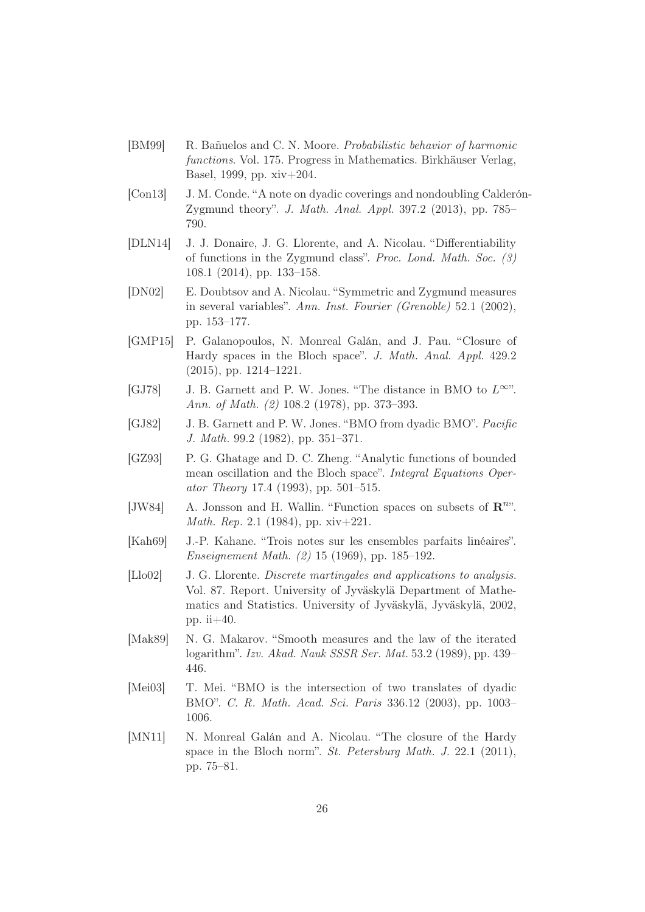[BM99] R. Bañuelos and C. N. Moore. *Probabilistic behavior of harmonic functions*. Vol. 175. Progress in Mathematics. Birkhäuser Verlag, Basel, 1999, pp. xiv+204.

[Con13] J. M. Conde. "A note on dyadic coverings and nondoubling Calderón-Zygmund theory". *J. Math. Anal. Appl.* 397.2 (2013), pp. 785–790.

[DLN14] J. J. Donaire, J. G. Llorente, and A. Nicolau. "Differentiability of functions in the Zygmund class". *Proc. Lond. Math. Soc. (3)* 108.1 (2014), pp. 133–158.

[DN02] E. Doubtsov and A. Nicolau. "Symmetric and Zygmund measures in several variables". *Ann. Inst. Fourier (Grenoble)* 52.1 (2002), pp. 153–177.

[GMP15] P. Galanopoulos, N. Monreal Galán, and J. Pau. "Closure of Hardy spaces in the Bloch space". *J. Math. Anal. Appl.* 429.2 (2015), pp. 1214–1221.

[GJ78] J. B. Garnett and P. W. Jones. "The distance in BMO to $L^\infty$". *Ann. of Math. (2)* 108.2 (1978), pp. 373–393.

[GJ82] J. B. Garnett and P. W. Jones. "BMO from dyadic BMO". *Pacific J. Math.* 99.2 (1982), pp. 351–371.

[GZ93] P. G. Ghatage and D. C. Zheng. "Analytic functions of bounded mean oscillation and the Bloch space". *Integral Equations Operator Theory* 17.4 (1993), pp. 501–515.

[JW84] A. Jonsson and H. Wallin. "Function spaces on subsets of $\mathbf{R}^n$". *Math. Rep.* 2.1 (1984), pp. xiv+221.

[Kah69] J.-P. Kahane. "Trois notes sur les ensembles parfaits linéaires". *Enseignement Math. (2)* 15 (1969), pp. 185–192.

[Llo02] J. G. Llorente. *Discrete martingales and applications to analysis*. Vol. 87. Report. University of Jyväskylä Department of Mathematics and Statistics. University of Jyväskylä, Jyväskylä, 2002, pp. ii+40.

[Mak89] N. G. Makarov. "Smooth measures and the law of the iterated logarithm". *Izv. Akad. Nauk SSSR Ser. Mat.* 53.2 (1989), pp. 439–446.

[Mei03] T. Mei. "BMO is the intersection of two translates of dyadic BMO". *C. R. Math. Acad. Sci. Paris* 336.12 (2003), pp. 1003–1006.

[MN11] N. Monreal Galán and A. Nicolau. "The closure of the Hardy space in the Bloch norm". *St. Petersburg Math. J.* 22.1 (2011), pp. 75–81.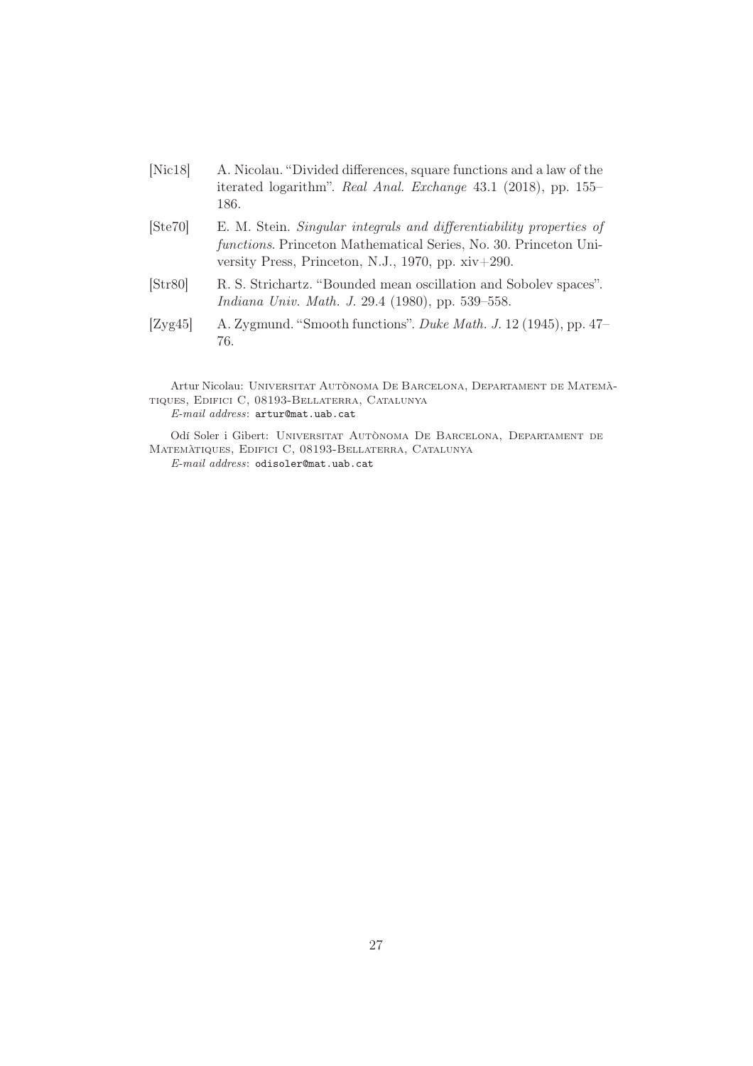- [Nic18] A. Nicolau. "Divided differences, square functions and a law of the iterated logarithm". *Real Anal. Exchange* 43.1 (2018), pp. 155–186.
- [Ste70] E. M. Stein. *Singular integrals and differentiability properties of functions*. Princeton Mathematical Series, No. 30. Princeton University Press, Princeton, N.J., 1970, pp. xiv+290.
- [Str80] R. S. Strichartz. "Bounded mean oscillation and Sobolev spaces". *Indiana Univ. Math. J.* 29.4 (1980), pp. 539–558.
- [Zyg45] A. Zygmund. "Smooth functions". *Duke Math. J.* 12 (1945), pp. 47–76.

Artur Nicolau: Universitat Autònoma De Barcelona, Departament de Matemàtiques, Edifici C, 08193-Bellaterra, Catalunya
*E-mail address*: artur@mat.uab.cat

Odí Soler i Gibert: Universitat Autònoma De Barcelona, Departament de Matemàtiques, Edifici C, 08193-Bellaterra, Catalunya
*E-mail address*: odisoler@mat.uab.cat